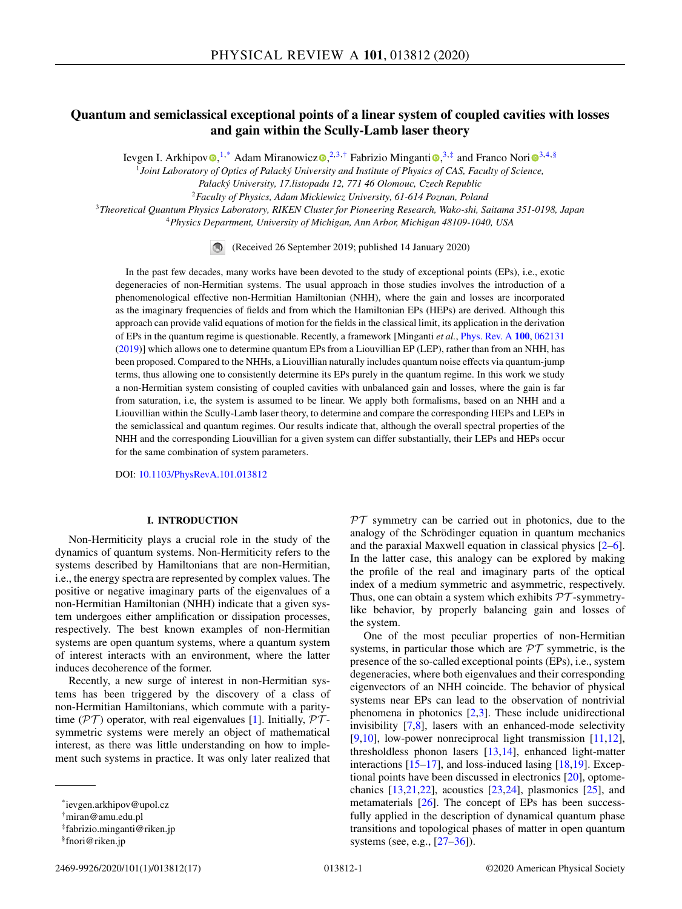# Quantum and semiclassical exceptional points of a linear system of coupled cavities with losses and gain within the Scully-Lamb laser theory

Ievgen I. Arkhipov,[1,*] Adam Miranowicz,[2,3,†] Fabrizio Minganti,[3,‡] and Franco Nori[3,4,§]

[1]Joint Laboratory of Optics of Palacký University and Institute of Physics of CAS, Faculty of Science, Palacký University, 17.listopadu 12, 771 46 Olomouc, Czech Republic

[2]Faculty of Physics, Adam Mickiewicz University, 61-614 Poznan, Poland

[3]Theoretical Quantum Physics Laboratory, RIKEN Cluster for Pioneering Research, Wako-shi, Saitama 351-0198, Japan

[4]Physics Department, University of Michigan, Ann Arbor, Michigan 48109-1040, USA

(Received 26 September 2019; published 14 January 2020)

In the past few decades, many works have been devoted to the study of exceptional points (EPs), i.e., exotic degeneracies of non-Hermitian systems. The usual approach in those studies involves the introduction of a phenomenological effective non-Hermitian Hamiltonian (NHH), where the gain and losses are incorporated as the imaginary frequencies of fields and from which the Hamiltonian EPs (HEPs) are derived. Although this approach can provide valid equations of motion for the fields in the classical limit, its application in the derivation of EPs in the quantum regime is questionable. Recently, a framework [Minganti *et al.*, Phys. Rev. A **100**, 062131 (2019)] which allows one to determine quantum EPs from a Liouvillian EP (LEP), rather than from an NHH, has been proposed. Compared to the NHHs, a Liouvillian naturally includes quantum noise effects via quantum-jump terms, thus allowing one to consistently determine its EPs purely in the quantum regime. In this work we study a non-Hermitian system consisting of coupled cavities with unbalanced gain and losses, where the gain is far from saturation, i.e, the system is assumed to be linear. We apply both formalisms, based on an NHH and a Liouvillian within the Scully-Lamb laser theory, to determine and compare the corresponding HEPs and LEPs in the semiclassical and quantum regimes. Our results indicate that, although the overall spectral properties of the NHH and the corresponding Liouvillian for a given system can differ substantially, their LEPs and HEPs occur for the same combination of system parameters.

DOI: 10.1103/PhysRevA.101.013812

## I. INTRODUCTION

Non-Hermiticity plays a crucial role in the study of the dynamics of quantum systems. Non-Hermiticity refers to the systems described by Hamiltonians that are non-Hermitian, i.e., the energy spectra are represented by complex values. The positive or negative imaginary parts of the eigenvalues of a non-Hermitian Hamiltonian (NHH) indicate that a given system undergoes either amplification or dissipation processes, respectively. The best known examples of non-Hermitian systems are open quantum systems, where a quantum system of interest interacts with an environment, where the latter induces decoherence of the former.

Recently, a new surge of interest in non-Hermitian systems has been triggered by the discovery of a class of non-Hermitian Hamiltonians, which commute with a parity-time ($\mathcal{PT}$) operator, with real eigenvalues [1]. Initially, $\mathcal{PT}$-symmetric systems were merely an object of mathematical interest, as there was little understanding on how to implement such systems in practice. It was only later realized that $\mathcal{PT}$ symmetry can be carried out in photonics, due to the analogy of the Schrödinger equation in quantum mechanics and the paraxial Maxwell equation in classical physics [2–6]. In the latter case, this analogy can be explored by making the profile of the real and imaginary parts of the optical index of a medium symmetric and asymmetric, respectively. Thus, one can obtain a system which exhibits $\mathcal{PT}$-symmetry-like behavior, by properly balancing gain and losses of the system.

One of the most peculiar properties of non-Hermitian systems, in particular those which are $\mathcal{PT}$ symmetric, is the presence of the so-called exceptional points (EPs), i.e., system degeneracies, where both eigenvalues and their corresponding eigenvectors of an NHH coincide. The behavior of physical systems near EPs can lead to the observation of nontrivial phenomena in photonics [2,3]. These include unidirectional invisibility [7,8], lasers with an enhanced-mode selectivity [9,10], low-power nonreciprocal light transmission [11,12], thresholdless phonon lasers [13,14], enhanced light-matter interactions [15–17], and loss-induced lasing [18,19]. Exceptional points have been discussed in electronics [20], optomechanics [13,21,22], acoustics [23,24], plasmonics [25], and metamaterials [26]. The concept of EPs has been successfully applied in the description of dynamical quantum phase transitions and topological phases of matter in open quantum systems (see, e.g., [27–36]).

*ievgen.arkhipov@upol.cz

†miran@amu.edu.pl

‡fabrizio.minganti@riken.jp

§fnori@riken.jp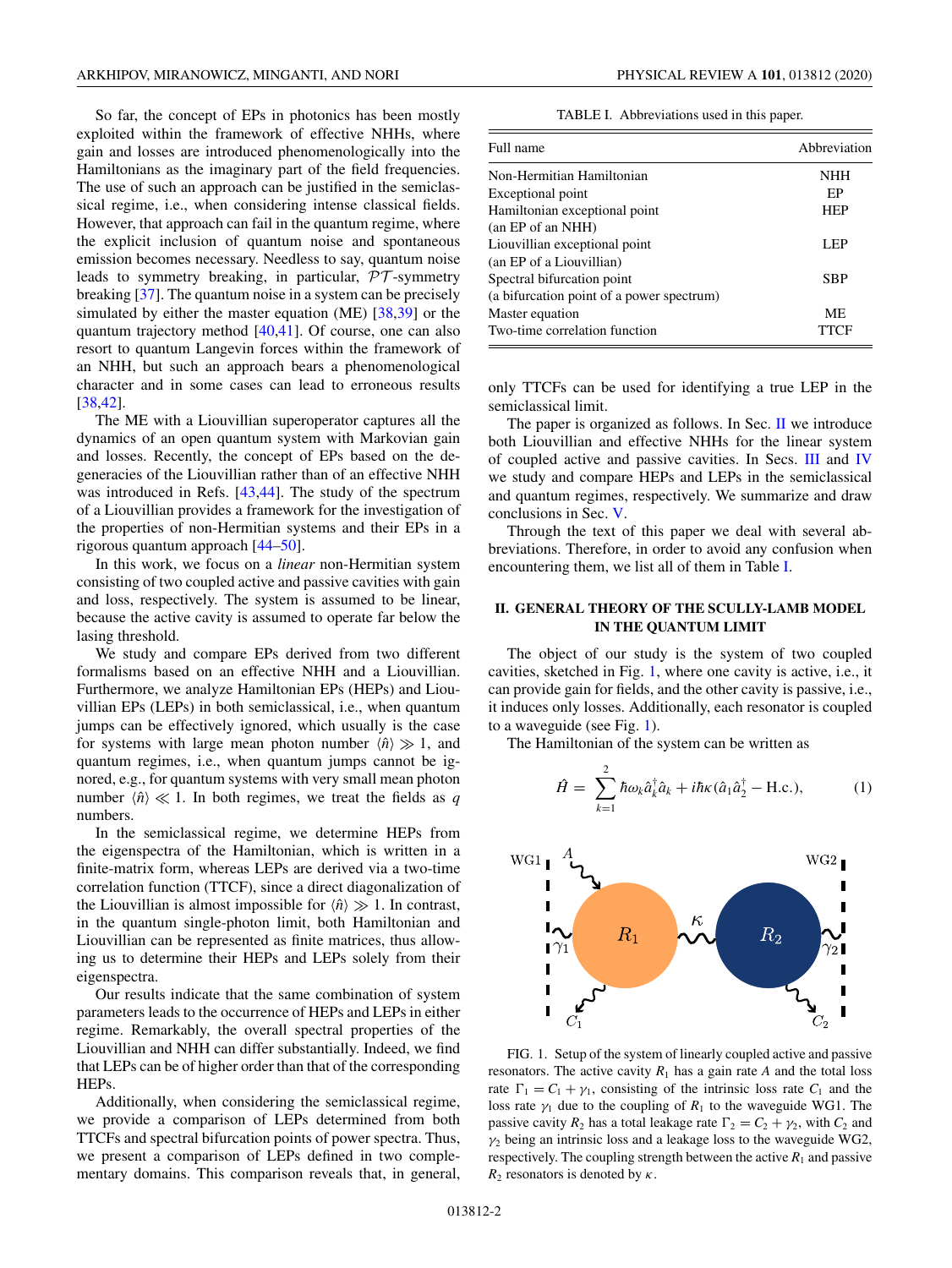So far, the concept of EPs in photonics has been mostly exploited within the framework of effective NHHs, where gain and losses are introduced phenomenologically into the Hamiltonians as the imaginary part of the field frequencies. The use of such an approach can be justified in the semiclassical regime, i.e., when considering intense classical fields. However, that approach can fail in the quantum regime, where the explicit inclusion of quantum noise and spontaneous emission becomes necessary. Needless to say, quantum noise leads to symmetry breaking, in particular, $\mathcal{PT}$-symmetry breaking [37]. The quantum noise in a system can be precisely simulated by either the master equation (ME) [38,39] or the quantum trajectory method [40,41]. Of course, one can also resort to quantum Langevin forces within the framework of an NHH, but such an approach bears a phenomenological character and in some cases can lead to erroneous results [38,42].

The ME with a Liouvillian superoperator captures all the dynamics of an open quantum system with Markovian gain and losses. Recently, the concept of EPs based on the degeneracies of the Liouvillian rather than of an effective NHH was introduced in Refs. [43,44]. The study of the spectrum of a Liouvillian provides a framework for the investigation of the properties of non-Hermitian systems and their EPs in a rigorous quantum approach [44–50].

In this work, we focus on a *linear* non-Hermitian system consisting of two coupled active and passive cavities with gain and loss, respectively. The system is assumed to be linear, because the active cavity is assumed to operate far below the lasing threshold.

We study and compare EPs derived from two different formalisms based on an effective NHH and a Liouvillian. Furthermore, we analyze Hamiltonian EPs (HEPs) and Liouvillian EPs (LEPs) in both semiclassical, i.e., when quantum jumps can be effectively ignored, which usually is the case for systems with large mean photon number $\langle \hat{n} \rangle \gg 1$, and quantum regimes, i.e., when quantum jumps cannot be ignored, e.g., for quantum systems with very small mean photon number $\langle \hat{n} \rangle \ll 1$. In both regimes, we treat the fields as $q$ numbers.

In the semiclassical regime, we determine HEPs from the eigenspectra of the Hamiltonian, which is written in a finite-matrix form, whereas LEPs are derived via a two-time correlation function (TTCF), since a direct diagonalization of the Liouvillian is almost impossible for $\langle \hat{n} \rangle \gg 1$. In contrast, in the quantum single-photon limit, both Hamiltonian and Liouvillian can be represented as finite matrices, thus allowing us to determine their HEPs and LEPs solely from their eigenspectra.

Our results indicate that the same combination of system parameters leads to the occurrence of HEPs and LEPs in either regime. Remarkably, the overall spectral properties of the Liouvillian and NHH can differ substantially. Indeed, we find that LEPs can be of higher order than that of the corresponding HEPs.

Additionally, when considering the semiclassical regime, we provide a comparison of LEPs determined from both TTCFs and spectral bifurcation points of power spectra. Thus, we present a comparison of LEPs defined in two complementary domains. This comparison reveals that, in general, only TTCFs can be used for identifying a true LEP in the semiclassical limit.

TABLE I. Abbreviations used in this paper.

| Full name | Abbreviation |
|---|---|
| Non-Hermitian Hamiltonian | NHH |
| Exceptional point | EP |
| Hamiltonian exceptional point (an EP of an NHH) | HEP |
| Liouvillian exceptional point (an EP of a Liouvillian) | LEP |
| Spectral bifurcation point (a bifurcation point of a power spectrum) | SBP |
| Master equation | ME |
| Two-time correlation function | TTCF |

The paper is organized as follows. In Sec. II we introduce both Liouvillian and effective NHHs for the linear system of coupled active and passive cavities. In Secs. III and IV we study and compare HEPs and LEPs in the semiclassical and quantum regimes, respectively. We summarize and draw conclusions in Sec. V.

Through the text of this paper we deal with several abbreviations. Therefore, in order to avoid any confusion when encountering them, we list all of them in Table I.

## II. GENERAL THEORY OF THE SCULLY-LAMB MODEL IN THE QUANTUM LIMIT

The object of our study is the system of two coupled cavities, sketched in Fig. 1, where one cavity is active, i.e., it can provide gain for fields, and the other cavity is passive, i.e., it induces only losses. Additionally, each resonator is coupled to a waveguide (see Fig. 1).

The Hamiltonian of the system can be written as

$$\hat{H} = \sum_{k=1}^{2} \hbar\omega_k \hat{a}_k^\dagger \hat{a}_k + i\hbar\kappa(\hat{a}_1\hat{a}_2^\dagger - \text{H.c.}), \tag{1}$$

FIG. 1. Setup of the system of linearly coupled active and passive resonators. The active cavity $R_1$ has a gain rate $A$ and the total loss rate $\Gamma_1 = C_1 + \gamma_1$, consisting of the intrinsic loss rate $C_1$ and the loss rate $\gamma_1$ due to the coupling of $R_1$ to the waveguide WG1. The passive cavity $R_2$ has a total leakage rate $\Gamma_2 = C_2 + \gamma_2$, with $C_2$ and $\gamma_2$ being an intrinsic loss and a leakage loss to the waveguide WG2, respectively. The coupling strength between the active $R_1$ and passive $R_2$ resonators is denoted by $\kappa$.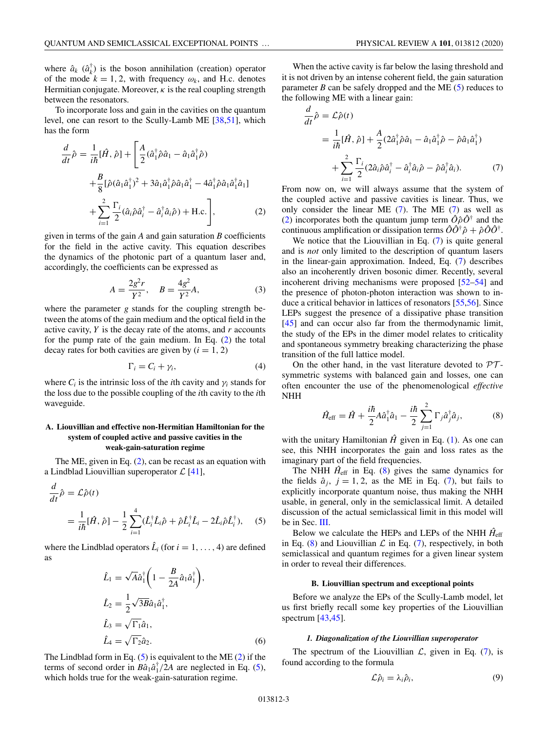where $\hat{a}_k$ ($\hat{a}_k^\dagger$) is the boson annihilation (creation) operator of the mode $k = 1, 2$, with frequency $\omega_k$, and H.c. denotes Hermitian conjugate. Moreover, $\kappa$ is the real coupling strength between the resonators.

To incorporate loss and gain in the cavities on the quantum level, one can resort to the Scully-Lamb ME [38,51], which has the form

$$\frac{d}{dt}\hat{\rho} = \frac{1}{i\hbar}[\hat{H}, \hat{\rho}] + \Bigg[\frac{A}{2}(\hat{a}_1^\dagger\hat{\rho}\hat{a}_1 - \hat{a}_1\hat{a}_1^\dagger\hat{\rho}) + \frac{B}{8}[\hat{\rho}(\hat{a}_1\hat{a}_1^\dagger)^2 + 3\hat{a}_1\hat{a}_1^\dagger\hat{\rho}\hat{a}_1\hat{a}_1^\dagger - 4\hat{a}_1^\dagger\hat{\rho}\hat{a}_1\hat{a}_1^\dagger\hat{a}_1] + \sum_{i=1}^{2}\frac{\Gamma_i}{2}(\hat{a}_i\hat{\rho}\hat{a}_i^\dagger - \hat{a}_i^\dagger\hat{a}_i\hat{\rho}) + \text{H.c.}\Bigg], \tag{2}$$

given in terms of the gain $A$ and gain saturation $B$ coefficients for the field in the active cavity. This equation describes the dynamics of the photonic part of a quantum laser and, accordingly, the coefficients can be expressed as

$$A = \frac{2g^2r}{Y^2}, \quad B = \frac{4g^2}{Y^2}A, \tag{3}$$

where the parameter $g$ stands for the coupling strength between the atoms of the gain medium and the optical field in the active cavity, $Y$ is the decay rate of the atoms, and $r$ accounts for the pump rate of the gain medium. In Eq. (2) the total decay rates for both cavities are given by ($i = 1, 2$)

$$\Gamma_i = C_i + \gamma_i, \tag{4}$$

where $C_i$ is the intrinsic loss of the $i$th cavity and $\gamma_i$ stands for the loss due to the possible coupling of the $i$th cavity to the $i$th waveguide.

### A. Liouvillian and effective non-Hermitian Hamiltonian for the system of coupled active and passive cavities in the weak-gain-saturation regime

The ME, given in Eq. (2), can be recast as an equation with a Lindblad Liouvillian superoperator $\mathcal{L}$ [41],

$$\frac{d}{dt}\hat{\rho} = \mathcal{L}\hat{\rho}(t) = \frac{1}{i\hbar}[\hat{H}, \hat{\rho}] - \frac{1}{2}\sum_{i=1}^{4}(\hat{L}_i^\dagger\hat{L}_i\hat{\rho} + \hat{\rho}\hat{L}_i^\dagger\hat{L}_i - 2\hat{L}_i\hat{\rho}\hat{L}_i^\dagger), \tag{5}$$

where the Lindblad operators $\hat{L}_i$ (for $i = 1, \ldots, 4$) are defined as

$$\hat{L}_1 = \sqrt{A}\hat{a}_1^\dagger\left(1 - \frac{B}{2A}\hat{a}_1\hat{a}_1^\dagger\right),$$
$$\hat{L}_2 = \frac{1}{2}\sqrt{3B}\hat{a}_1\hat{a}_1^\dagger,$$
$$\hat{L}_3 = \sqrt{\Gamma_1}\hat{a}_1,$$
$$\hat{L}_4 = \sqrt{\Gamma_2}\hat{a}_2. \tag{6}$$

The Lindblad form in Eq. (5) is equivalent to the ME (2) if the terms of second order in $B\hat{a}_1\hat{a}_1^\dagger/2A$ are neglected in Eq. (5), which holds true for the weak-gain-saturation regime.

When the active cavity is far below the lasing threshold and it is not driven by an intense coherent field, the gain saturation parameter $B$ can be safely dropped and the ME (5) reduces to the following ME with a linear gain:

$$\frac{d}{dt}\hat{\rho} = \mathcal{L}\hat{\rho}(t) = \frac{1}{i\hbar}[\hat{H}, \hat{\rho}] + \frac{A}{2}(2\hat{a}_1^\dagger\hat{\rho}\hat{a}_1 - \hat{a}_1\hat{a}_1^\dagger\hat{\rho} - \hat{\rho}\hat{a}_1\hat{a}_1^\dagger) + \sum_{i=1}^{2}\frac{\Gamma_i}{2}(2\hat{a}_i\hat{\rho}\hat{a}_i^\dagger - \hat{a}_i^\dagger\hat{a}_i\hat{\rho} - \hat{\rho}\hat{a}_i^\dagger\hat{a}_i). \tag{7}$$

From now on, we will always assume that the system of the coupled active and passive cavities is linear. Thus, we only consider the linear ME (7). The ME (7) as well as (2) incorporates both the quantum jump term $\hat{O}\hat{\rho}\hat{O}^\dagger$ and the continuous amplification or dissipation terms $\hat{O}\hat{O}^\dagger\hat{\rho} + \hat{\rho}\hat{O}\hat{O}^\dagger$.

We notice that the Liouvillian in Eq. (7) is quite general and is *not* only limited to the description of quantum lasers in the linear-gain approximation. Indeed, Eq. (7) describes also an incoherently driven bosonic dimer. Recently, several incoherent driving mechanisms were proposed [52–54] and the presence of photon-photon interaction was shown to induce a critical behavior in lattices of resonators [55,56]. Since LEPs suggest the presence of a dissipative phase transition [45] and can occur also far from the thermodynamic limit, the study of the EPs in the dimer model relates to criticality and spontaneous symmetry breaking characterizing the phase transition of the full lattice model.

On the other hand, in the vast literature devoted to $\mathcal{PT}$-symmetric systems with balanced gain and losses, one can often encounter the use of the phenomenological *effective* NHH

$$\hat{H}_{\text{eff}} = \hat{H} + \frac{i\hbar}{2}A\hat{a}_1^\dagger\hat{a}_1 - \frac{i\hbar}{2}\sum_{j=1}^{2}\Gamma_j\hat{a}_j^\dagger\hat{a}_j, \tag{8}$$

with the unitary Hamiltonian $\hat{H}$ given in Eq. (1). As one can see, this NHH incorporates the gain and loss rates as the imaginary part of the field frequencies.

The NHH $\hat{H}_{\text{eff}}$ in Eq. (8) gives the same dynamics for the fields $\hat{a}_j$, $j = 1, 2$, as the ME in Eq. (7), but fails to explicitly incorporate quantum noise, thus making the NHH usable, in general, only in the semiclassical limit. A detailed discussion of the actual semiclassical limit in this model will be in Sec. III.

Below we calculate the HEPs and LEPs of the NHH $\hat{H}_{\text{eff}}$ in Eq. (8) and Liouvillian $\mathcal{L}$ in Eq. (7), respectively, in both semiclassical and quantum regimes for a given linear system in order to reveal their differences.

### B. Liouvillian spectrum and exceptional points

Before we analyze the EPs of the Scully-Lamb model, let us first briefly recall some key properties of the Liouvillian spectrum [43,45].

#### *1. Diagonalization of the Liouvillian superoperator*

The spectrum of the Liouvillian $\mathcal{L}$, given in Eq. (7), is found according to the formula

$$\mathcal{L}\hat{\rho}_i = \lambda_i\hat{\rho}_i, \tag{9}$$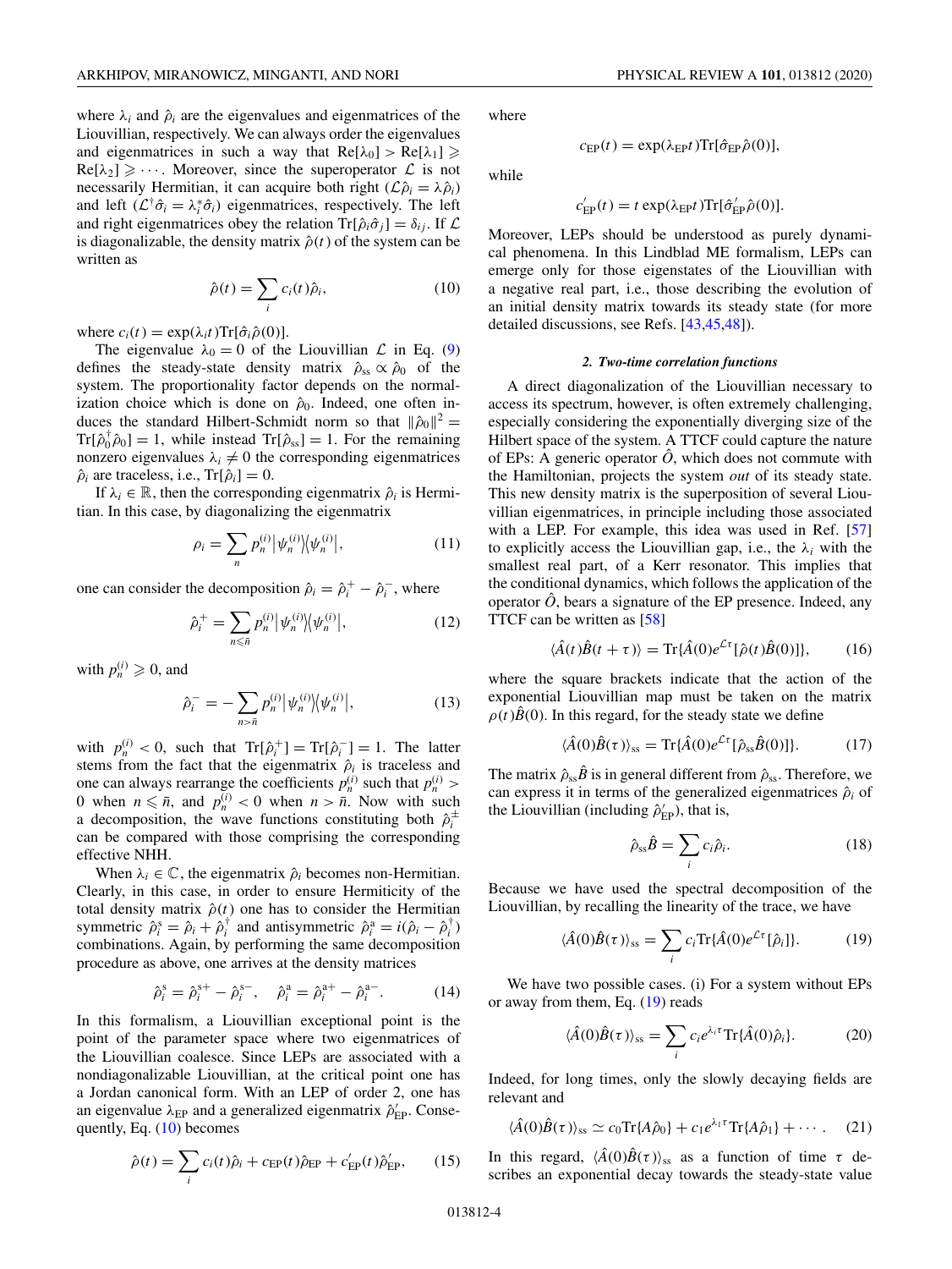where $\lambda_i$ and $\hat{\rho}_i$ are the eigenvalues and eigenmatrices of the Liouvillian, respectively. We can always order the eigenvalues and eigenmatrices in such a way that $\text{Re}[\lambda_0] > \text{Re}[\lambda_1] \geqslant \text{Re}[\lambda_2] \geqslant \cdots$. Moreover, since the superoperator $\mathcal{L}$ is not necessarily Hermitian, it can acquire both right ($\mathcal{L}\hat{\rho}_i = \lambda\hat{\rho}_i$) and left ($\mathcal{L}^\dagger\hat{\sigma}_i = \lambda_i^*\hat{\sigma}_i$) eigenmatrices, respectively. The left and right eigenmatrices obey the relation $\text{Tr}[\hat{\rho}_i\hat{\sigma}_j] = \delta_{ij}$. If $\mathcal{L}$ is diagonalizable, the density matrix $\hat{\rho}(t)$ of the system can be written as

$$\hat{\rho}(t) = \sum_i c_i(t)\hat{\rho}_i, \tag{10}$$

where $c_i(t) = \exp(\lambda_i t)\text{Tr}[\hat{\sigma}_i\hat{\rho}(0)]$.

The eigenvalue $\lambda_0 = 0$ of the Liouvillian $\mathcal{L}$ in Eq. (9) defines the steady-state density matrix $\hat{\rho}_{\text{ss}} \propto \hat{\rho}_0$ of the system. The proportionality factor depends on the normalization choice which is done on $\hat{\rho}_0$. Indeed, one often induces the standard Hilbert-Schmidt norm so that $\|\hat{\rho}_0\|^2 = \text{Tr}[\hat{\rho}_0^\dagger\hat{\rho}_0] = 1$, while instead $\text{Tr}[\hat{\rho}_{\text{ss}}] = 1$. For the remaining nonzero eigenvalues $\lambda_i \neq 0$ the corresponding eigenmatrices $\hat{\rho}_i$ are traceless, i.e., $\text{Tr}[\hat{\rho}_i] = 0$.

If $\lambda_i \in \mathbb{R}$, then the corresponding eigenmatrix $\hat{\rho}_i$ is Hermitian. In this case, by diagonalizing the eigenmatrix

$$\rho_i = \sum_n p_n^{(i)}\big|\psi_n^{(i)}\big\rangle\big\langle\psi_n^{(i)}\big|, \tag{11}$$

one can consider the decomposition $\hat{\rho}_i = \hat{\rho}_i^+ - \hat{\rho}_i^-$, where

$$\hat{\rho}_i^+ = \sum_{n\leqslant\bar{n}} p_n^{(i)}\big|\psi_n^{(i)}\big\rangle\big\langle\psi_n^{(i)}\big|, \tag{12}$$

with $p_n^{(i)} \geqslant 0$, and

$$\hat{\rho}_i^- = -\sum_{n>\bar{n}} p_n^{(i)}\big|\psi_n^{(i)}\big\rangle\big\langle\psi_n^{(i)}\big|, \tag{13}$$

with $p_n^{(i)} < 0$, such that $\text{Tr}[\hat{\rho}_i^+] = \text{Tr}[\hat{\rho}_i^-] = 1$. The latter stems from the fact that the eigenmatrix $\hat{\rho}_i$ is traceless and one can always rearrange the coefficients $p_n^{(i)}$ such that $p_n^{(i)} > 0$ when $n \leqslant \bar{n}$, and $p_n^{(i)} < 0$ when $n > \bar{n}$. Now with such a decomposition, the wave functions constituting both $\hat{\rho}_i^\pm$ can be compared with those comprising the corresponding effective NHH.

When $\lambda_i \in \mathbb{C}$, the eigenmatrix $\hat{\rho}_i$ becomes non-Hermitian. Clearly, in this case, in order to ensure Hermiticity of the total density matrix $\hat{\rho}(t)$ one has to consider the Hermitian symmetric $\hat{\rho}_i^{\text{s}} = \hat{\rho}_i + \hat{\rho}_i^\dagger$ and antisymmetric $\hat{\rho}_i^{\text{a}} = i(\hat{\rho}_i - \hat{\rho}_i^\dagger)$ combinations. Again, by performing the same decomposition procedure as above, one arrives at the density matrices

$$\hat{\rho}_i^{\text{s}} = \hat{\rho}_i^{\text{s}+} - \hat{\rho}_i^{\text{s}-}, \quad \hat{\rho}_i^{\text{a}} = \hat{\rho}_i^{\text{a}+} - \hat{\rho}_i^{\text{a}-}. \tag{14}$$

In this formalism, a Liouvillian exceptional point is the point of the parameter space where two eigenmatrices of the Liouvillian coalesce. Since LEPs are associated with a nondiagonalizable Liouvillian, at the critical point one has a Jordan canonical form. With an LEP of order 2, one has an eigenvalue $\lambda_{\text{EP}}$ and a generalized eigenmatrix $\hat{\rho}'_{\text{EP}}$. Consequently, Eq. (10) becomes

$$\hat{\rho}(t) = \sum_i c_i(t)\hat{\rho}_i + c_{\text{EP}}(t)\hat{\rho}_{\text{EP}} + c'_{\text{EP}}(t)\hat{\rho}'_{\text{EP}}, \tag{15}$$

where

$$c_{\text{EP}}(t) = \exp(\lambda_{\text{EP}}t)\text{Tr}[\hat{\sigma}_{\text{EP}}\hat{\rho}(0)],$$

while

$$c'_{\text{EP}}(t) = t\exp(\lambda_{\text{EP}}t)\text{Tr}[\hat{\sigma}'_{\text{EP}}\hat{\rho}(0)].$$

Moreover, LEPs should be understood as purely dynamical phenomena. In this Lindblad ME formalism, LEPs can emerge only for those eigenstates of the Liouvillian with a negative real part, i.e., those describing the evolution of an initial density matrix towards its steady state (for more detailed discussions, see Refs. [43,45,48]).

#### *2. Two-time correlation functions*

A direct diagonalization of the Liouvillian necessary to access its spectrum, however, is often extremely challenging, especially considering the exponentially diverging size of the Hilbert space of the system. A TTCF could capture the nature of EPs: A generic operator $\hat{O}$, which does not commute with the Hamiltonian, projects the system *out* of its steady state. This new density matrix is the superposition of several Liouvillian eigenmatrices, in principle including those associated with a LEP. For example, this idea was used in Ref. [57] to explicitly access the Liouvillian gap, i.e., the $\lambda_i$ with the smallest real part, of a Kerr resonator. This implies that the conditional dynamics, which follows the application of the operator $\hat{O}$, bears a signature of the EP presence. Indeed, any TTCF can be written as [58]

$$\langle\hat{A}(t)\hat{B}(t+\tau)\rangle = \text{Tr}\{\hat{A}(0)e^{\mathcal{L}\tau}[\hat{\rho}(t)\hat{B}(0)]\}, \tag{16}$$

where the square brackets indicate that the action of the exponential Liouvillian map must be taken on the matrix $\rho(t)\hat{B}(0)$. In this regard, for the steady state we define

$$\langle\hat{A}(0)\hat{B}(\tau)\rangle_{\text{ss}} = \text{Tr}\{\hat{A}(0)e^{\mathcal{L}\tau}[\hat{\rho}_{\text{ss}}\hat{B}(0)]\}. \tag{17}$$

The matrix $\hat{\rho}_{\text{ss}}\hat{B}$ is in general different from $\hat{\rho}_{\text{ss}}$. Therefore, we can express it in terms of the generalized eigenmatrices $\hat{\rho}_i$ of the Liouvillian (including $\hat{\rho}'_{\text{EP}}$), that is,

$$\hat{\rho}_{\text{ss}}\hat{B} = \sum_i c_i\hat{\rho}_i. \tag{18}$$

Because we have used the spectral decomposition of the Liouvillian, by recalling the linearity of the trace, we have

$$\langle\hat{A}(0)\hat{B}(\tau)\rangle_{\text{ss}} = \sum_i c_i\text{Tr}\{\hat{A}(0)e^{\mathcal{L}\tau}[\hat{\rho}_i]\}. \tag{19}$$

We have two possible cases. (i) For a system without EPs or away from them, Eq. (19) reads

$$\langle\hat{A}(0)\hat{B}(\tau)\rangle_{\text{ss}} = \sum_i c_i e^{\lambda_i\tau}\text{Tr}\{\hat{A}(0)\hat{\rho}_i\}. \tag{20}$$

Indeed, for long times, only the slowly decaying fields are relevant and

$$\langle\hat{A}(0)\hat{B}(\tau)\rangle_{\text{ss}} \simeq c_0\text{Tr}\{A\hat{\rho}_0\} + c_1 e^{\lambda_1\tau}\text{Tr}\{A\hat{\rho}_1\} + \cdots. \tag{21}$$

In this regard, $\langle\hat{A}(0)\hat{B}(\tau)\rangle_{\text{ss}}$ as a function of time $\tau$ describes an exponential decay towards the steady-state value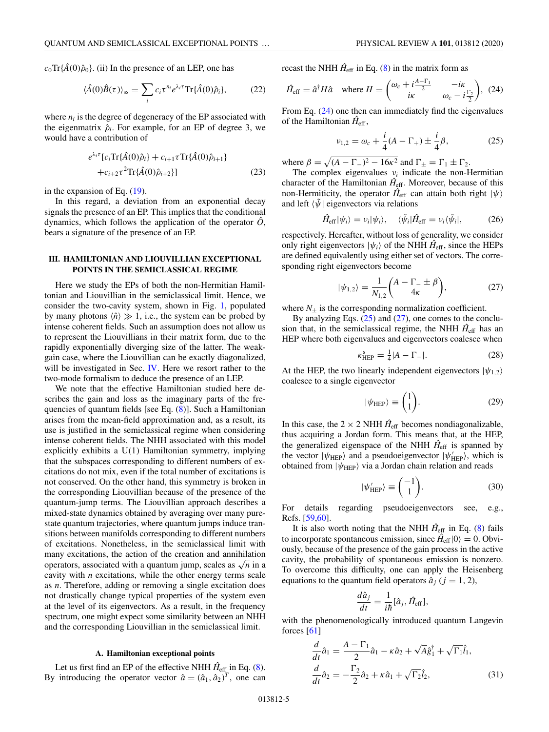$c_0\text{Tr}\{\hat{A}(0)\hat{\rho}_0\}$. (ii) In the presence of an LEP, one has

$$\langle \hat{A}(0)\hat{B}(\tau)\rangle_{\text{ss}} = \sum_i c_i \tau^{n_i} e^{\lambda_i \tau}\text{Tr}\{\hat{A}(0)\hat{\rho}_i\}, \tag{22}$$

where $n_i$ is the degree of degeneracy of the EP associated with the eigenmatrix $\hat{\rho}_i$. For example, for an EP of degree 3, we would have a contribution of

$$\begin{aligned} e^{\lambda_i\tau}[&c_i\text{Tr}\{\hat{A}(0)\hat{\rho}_i\} + c_{i+1}\tau\text{Tr}\{\hat{A}(0)\hat{\rho}_{i+1}\} \\ &+ c_{i+2}\tau^2\text{Tr}\{\hat{A}(0)\hat{\rho}_{i+2}\}] \end{aligned} \tag{23}$$

in the expansion of Eq. (19).

In this regard, a deviation from an exponential decay signals the presence of an EP. This implies that the conditional dynamics, which follows the application of the operator $\hat{O}$, bears a signature of the presence of an EP.

## III. HAMILTONIAN AND LIOUVILLIAN EXCEPTIONAL POINTS IN THE SEMICLASSICAL REGIME

Here we study the EPs of both the non-Hermitian Hamiltonian and Liouvillian in the semiclassical limit. Hence, we consider the two-cavity system, shown in Fig. 1, populated by many photons $\langle \hat{n}\rangle \gg 1$, i.e., the system can be probed by intense coherent fields. Such an assumption does not allow us to represent the Liouvillians in their matrix form, due to the rapidly exponentially diverging size of the latter. The weak-gain case, where the Liouvillian can be exactly diagonalized, will be investigated in Sec. IV. Here we resort rather to the two-mode formalism to deduce the presence of an LEP.

We note that the effective Hamiltonian studied here describes the gain and loss as the imaginary parts of the frequencies of quantum fields [see Eq. (8)]. Such a Hamiltonian arises from the mean-field approximation and, as a result, its use is justified in the semiclassical regime when considering intense coherent fields. The NHH associated with this model explicitly exhibits a U(1) Hamiltonian symmetry, implying that the subspaces corresponding to different numbers of excitations do not mix, even if the total number of excitations is not conserved. On the other hand, this symmetry is broken in the corresponding Liouvillian because of the presence of the quantum-jump terms. The Liouvillian approach describes a mixed-state dynamics obtained by averaging over many pure-state quantum trajectories, where quantum jumps induce transitions between manifolds corresponding to different numbers of excitations. Nonetheless, in the semiclassical limit with many excitations, the action of the creation and annihilation operators, associated with a quantum jump, scales as $\sqrt{n}$ in a cavity with $n$ excitations, while the other energy terms scale as $n$. Therefore, adding or removing a single excitation does not drastically change typical properties of the system even at the level of its eigenvectors. As a result, in the frequency spectrum, one might expect some similarity between an NHH and the corresponding Liouvillian in the semiclassical limit.

### A. Hamiltonian exceptional points

Let us first find an EP of the effective NHH $\hat{H}_{\text{eff}}$ in Eq. (8). By introducing the operator vector $\hat{a} = (\hat{a}_1, \hat{a}_2)^T$, one can recast the NHH $\hat{H}_{\text{eff}}$ in Eq. (8) in the matrix form as

$$\hat{H}_{\text{eff}} = \hat{a}^\dagger H \hat{a} \quad \text{where } H = \begin{pmatrix} \omega_c + i\frac{A-\Gamma_1}{2} & -i\kappa \\ i\kappa & \omega_c - i\frac{\Gamma_2}{2}\end{pmatrix}. \tag{24}$$

From Eq. (24) one then can immediately find the eigenvalues of the Hamiltonian $\hat{H}_{\text{eff}}$,

$$\nu_{1,2} = \omega_c + \frac{i}{4}(A - \Gamma_+) \pm \frac{i}{4}\beta, \tag{25}$$

where $\beta = \sqrt{(A-\Gamma_-)^2 - 16\kappa^2}$ and $\Gamma_\pm = \Gamma_1 \pm \Gamma_2$.

The complex eigenvalues $\nu_i$ indicate the non-Hermitian character of the Hamiltonian $\hat{H}_{\text{eff}}$. Moreover, because of this non-Hermiticity, the operator $\hat{H}_{\text{eff}}$ can attain both right $|\psi\rangle$ and left $\langle\tilde{\psi}|$ eigenvectors via relations

$$\hat{H}_{\text{eff}}|\psi_i\rangle = \nu_i|\psi_i\rangle, \quad \langle\tilde{\psi}_i|\hat{H}_{\text{eff}} = \nu_i\langle\tilde{\psi}_i|, \tag{26}$$

respectively. Hereafter, without loss of generality, we consider only right eigenvectors $|\psi_i\rangle$ of the NHH $\hat{H}_{\text{eff}}$, since the HEPs are defined equivalently using either set of vectors. The corresponding right eigenvectors become

$$|\psi_{1,2}\rangle = \frac{1}{N_{1,2}}\begin{pmatrix} A - \Gamma_- \pm \beta \\ 4\kappa\end{pmatrix}, \tag{27}$$

where $N_\pm$ is the corresponding normalization coefficient.

By analyzing Eqs. (25) and (27), one comes to the conclusion that, in the semiclassical regime, the NHH $\hat{H}_{\text{eff}}$ has an HEP where both eigenvalues and eigenvectors coalesce when

$$\kappa_{\text{HEP}}^{\text{s}} = \tfrac{1}{4}|A - \Gamma_-|. \tag{28}$$

At the HEP, the two linearly independent eigenvectors $|\psi_{1,2}\rangle$ coalesce to a single eigenvector

$$|\psi_{\text{HEP}}\rangle \equiv \begin{pmatrix} 1 \\ 1 \end{pmatrix}. \tag{29}$$

In this case, the $2\times 2$ NHH $\hat{H}_{\text{eff}}$ becomes nondiagonalizable, thus acquiring a Jordan form. This means that, at the HEP, the generalized eigenspace of the NHH $\hat{H}_{\text{eff}}$ is spanned by the vector $|\psi_{\text{HEP}}\rangle$ and a pseudoeigenvector $|\psi'_{\text{HEP}}\rangle$, which is obtained from $|\psi_{\text{HEP}}\rangle$ via a Jordan chain relation and reads

$$|\psi'_{\text{HEP}}\rangle \equiv \begin{pmatrix} -1 \\ 1 \end{pmatrix}. \tag{30}$$

For details regarding pseudoeigenvectors see, e.g., Refs. [59,60].

It is also worth noting that the NHH $\hat{H}_{\text{eff}}$ in Eq. (8) fails to incorporate spontaneous emission, since $\hat{H}_{\text{eff}}|0\rangle = 0$. Obviously, because of the presence of the gain process in the active cavity, the probability of spontaneous emission is nonzero. To overcome this difficulty, one can apply the Heisenberg equations to the quantum field operators $\hat{a}_j$ ($j = 1, 2$),

$$\frac{d\hat{a}_j}{dt} = \frac{1}{i\hbar}[\hat{a}_j, \hat{H}_{\text{eff}}],$$

with the phenomenologically introduced quantum Langevin forces [61]

$$\begin{aligned} \frac{d}{dt}\hat{a}_1 &= \frac{A - \Gamma_1}{2}\hat{a}_1 - \kappa\hat{a}_2 + \sqrt{A}\hat{g}_1^\dagger + \sqrt{\Gamma_1}\hat{l}_1, \\ \frac{d}{dt}\hat{a}_2 &= -\frac{\Gamma_2}{2}\hat{a}_2 + \kappa\hat{a}_1 + \sqrt{\Gamma_2}\hat{l}_2, \end{aligned} \tag{31}$$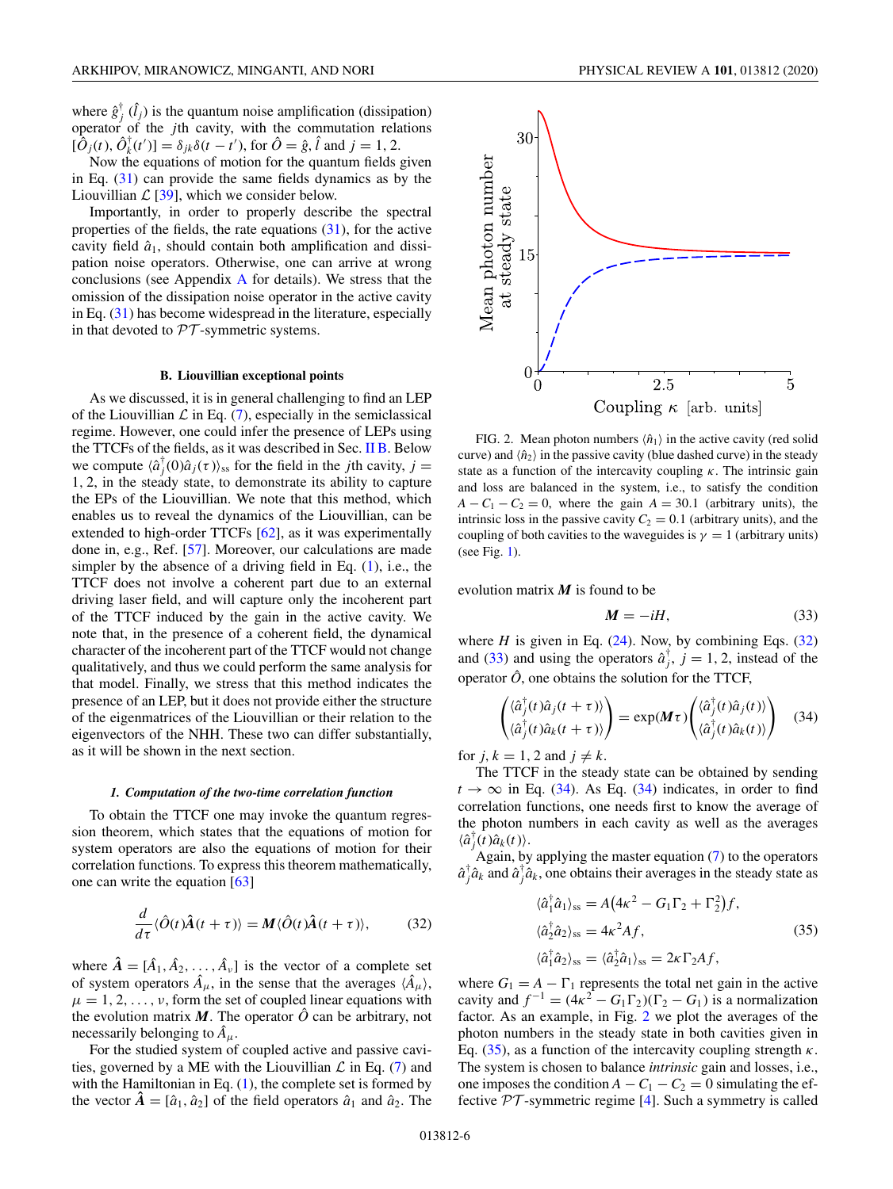where $\hat{g}_j^\dagger$ ($\hat{l}_j$) is the quantum noise amplification (dissipation) operator of the $j$th cavity, with the commutation relations $[\hat{O}_j(t), \hat{O}_k^\dagger(t')] = \delta_{jk}\delta(t-t')$, for $\hat{O} = \hat{g}, \hat{l}$ and $j = 1, 2$.

Now the equations of motion for the quantum fields given in Eq. (31) can provide the same fields dynamics as by the Liouvillian $\mathcal{L}$ [39], which we consider below.

Importantly, in order to properly describe the spectral properties of the fields, the rate equations (31), for the active cavity field $\hat{a}_1$, should contain both amplification and dissipation noise operators. Otherwise, one can arrive at wrong conclusions (see Appendix A for details). We stress that the omission of the dissipation noise operator in the active cavity in Eq. (31) has become widespread in the literature, especially in that devoted to $\mathcal{PT}$-symmetric systems.

### B. Liouvillian exceptional points

As we discussed, it is in general challenging to find an LEP of the Liouvillian $\mathcal{L}$ in Eq. (7), especially in the semiclassical regime. However, one could infer the presence of LEPs using the TTCFs of the fields, as it was described in Sec. II B. Below we compute $\langle \hat{a}_j^\dagger(0)\hat{a}_j(\tau)\rangle_{\rm ss}$ for the field in the $j$th cavity, $j = 1, 2$, in the steady state, to demonstrate its ability to capture the EPs of the Liouvillian. We note that this method, which enables us to reveal the dynamics of the Liouvillian, can be extended to high-order TTCFs [62], as it was experimentally done in, e.g., Ref. [57]. Moreover, our calculations are made simpler by the absence of a driving field in Eq. (1), i.e., the TTCF does not involve a coherent part due to an external driving laser field, and will capture only the incoherent part of the TTCF induced by the gain in the active cavity. We note that, in the presence of a coherent field, the dynamical character of the incoherent part of the TTCF would not change qualitatively, and thus we could perform the same analysis for that model. Finally, we stress that this method indicates the presence of an LEP, but it does not provide either the structure of the eigenmatrices of the Liouvillian or their relation to the eigenvectors of the NHH. These two can differ substantially, as it will be shown in the next section.

#### *1. Computation of the two-time correlation function*

To obtain the TTCF one may invoke the quantum regression theorem, which states that the equations of motion for system operators are also the equations of motion for their correlation functions. To express this theorem mathematically, one can write the equation [63]

$$\frac{d}{d\tau}\langle \hat{O}(t)\hat{\boldsymbol{A}}(t+\tau)\rangle = \boldsymbol{M}\langle \hat{O}(t)\hat{\boldsymbol{A}}(t+\tau)\rangle, \tag{32}$$

where $\hat{\boldsymbol{A}} = [\hat{A}_1, \hat{A}_2, \ldots, \hat{A}_\nu]$ is the vector of a complete set of system operators $\hat{A}_\mu$, in the sense that the averages $\langle \hat{A}_\mu\rangle$, $\mu = 1, 2, \ldots, \nu$, form the set of coupled linear equations with the evolution matrix $\boldsymbol{M}$. The operator $\hat{O}$ can be arbitrary, not necessarily belonging to $\hat{A}_\mu$.

For the studied system of coupled active and passive cavities, governed by a ME with the Liouvillian $\mathcal{L}$ in Eq. (7) and with the Hamiltonian in Eq. (1), the complete set is formed by the vector $\hat{\boldsymbol{A}} = [\hat{a}_1, \hat{a}_2]$ of the field operators $\hat{a}_1$ and $\hat{a}_2$. The evolution matrix $\boldsymbol{M}$ is found to be

$$\boldsymbol{M} = -iH, \tag{33}$$

where $H$ is given in Eq. (24). Now, by combining Eqs. (32) and (33) and using the operators $\hat{a}_j^\dagger$, $j = 1, 2$, instead of the operator $\hat{O}$, one obtains the solution for the TTCF,

$$\begin{pmatrix} \langle \hat{a}_j^\dagger(t)\hat{a}_j(t+\tau)\rangle \\ \langle \hat{a}_j^\dagger(t)\hat{a}_k(t+\tau)\rangle \end{pmatrix} = \exp(\boldsymbol{M}\tau)\begin{pmatrix} \langle \hat{a}_j^\dagger(t)\hat{a}_j(t)\rangle \\ \langle \hat{a}_j^\dagger(t)\hat{a}_k(t)\rangle \end{pmatrix} \tag{34}$$

for $j, k = 1, 2$ and $j \neq k$.

The TTCF in the steady state can be obtained by sending $t \to \infty$ in Eq. (34). As Eq. (34) indicates, in order to find correlation functions, one needs first to know the average of the photon numbers in each cavity as well as the averages $\langle \hat{a}_j^\dagger(t)\hat{a}_k(t)\rangle$.

Again, by applying the master equation (7) to the operators $\hat{a}_j^\dagger\hat{a}_k$ and $\hat{a}_j^\dagger\hat{a}_k$, one obtains their averages in the steady state as

$$\begin{aligned}
\langle \hat{a}_1^\dagger\hat{a}_1\rangle_{\rm ss} &= A\big(4\kappa^2 - G_1\Gamma_2 + \Gamma_2^2\big)f, \\
\langle \hat{a}_2^\dagger\hat{a}_2\rangle_{\rm ss} &= 4\kappa^2 A f, \\
\langle \hat{a}_1^\dagger\hat{a}_2\rangle_{\rm ss} &= \langle \hat{a}_2^\dagger\hat{a}_1\rangle_{\rm ss} = 2\kappa\Gamma_2 A f,
\end{aligned} \tag{35}$$

where $G_1 = A - \Gamma_1$ represents the total net gain in the active cavity and $f^{-1} = (4\kappa^2 - G_1\Gamma_2)(\Gamma_2 - G_1)$ is a normalization factor. As an example, in Fig. 2 we plot the averages of the photon numbers in the steady state in both cavities given in Eq. (35), as a function of the intercavity coupling strength $\kappa$. The system is chosen to balance *intrinsic* gain and losses, i.e., one imposes the condition $A - C_1 - C_2 = 0$ simulating the effective $\mathcal{PT}$-symmetric regime [4]. Such a symmetry is called

FIG. 2. Mean photon numbers $\langle \hat{n}_1\rangle$ in the active cavity (red solid curve) and $\langle \hat{n}_2\rangle$ in the passive cavity (blue dashed curve) in the steady state as a function of the intercavity coupling $\kappa$. The intrinsic gain and loss are balanced in the system, i.e., to satisfy the condition $A - C_1 - C_2 = 0$, where the gain $A = 30.1$ (arbitrary units), the intrinsic loss in the passive cavity $C_2 = 0.1$ (arbitrary units), and the coupling of both cavities to the waveguides is $\gamma = 1$ (arbitrary units) (see Fig. 1).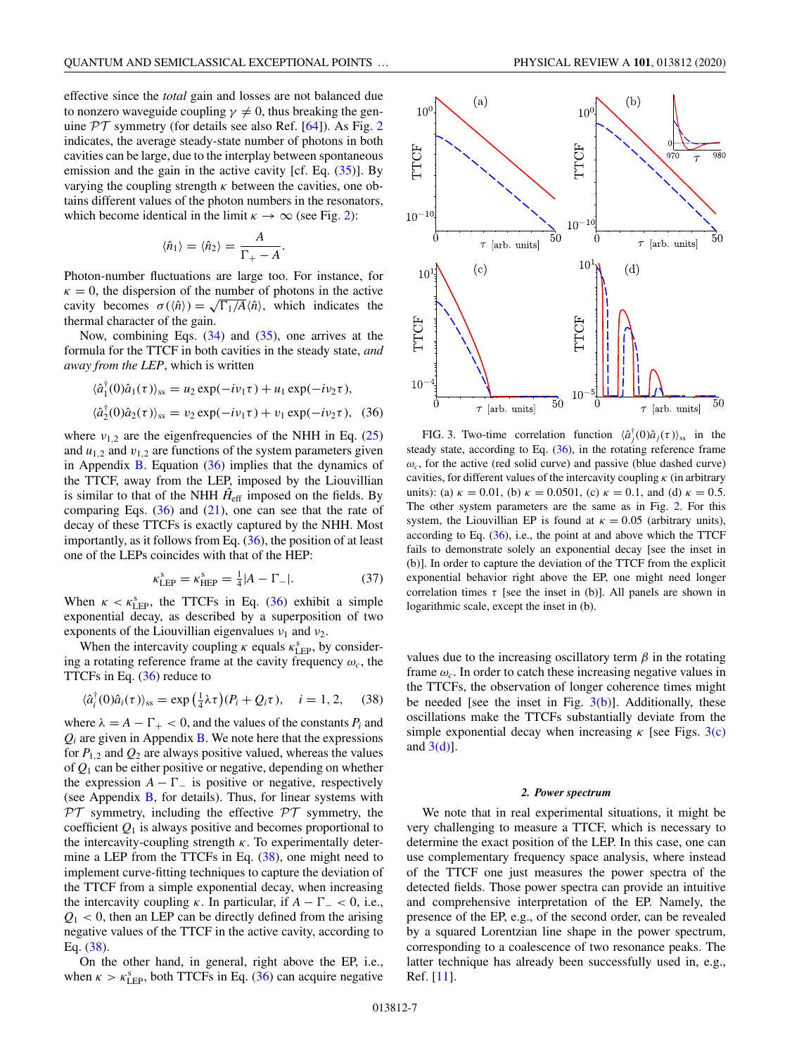effective since the *total* gain and losses are not balanced due to nonzero waveguide coupling $\gamma \neq 0$, thus breaking the genuine $\mathcal{PT}$ symmetry (for details see also Ref. [64]). As Fig. 2 indicates, the average steady-state number of photons in both cavities can be large, due to the interplay between spontaneous emission and the gain in the active cavity [cf. Eq. (35)]. By varying the coupling strength $\kappa$ between the cavities, one obtains different values of the photon numbers in the resonators, which become identical in the limit $\kappa \to \infty$ (see Fig. 2):

$$\langle \hat{n}_1 \rangle = \langle \hat{n}_2 \rangle = \frac{A}{\Gamma_+ - A}.$$

Photon-number fluctuations are large too. For instance, for $\kappa = 0$, the dispersion of the number of photons in the active cavity becomes $\sigma(\langle \hat{n} \rangle) = \sqrt{\Gamma_1/A}\langle \hat{n} \rangle$, which indicates the thermal character of the gain.

Now, combining Eqs. (34) and (35), one arrives at the formula for the TTCF in both cavities in the steady state, *and away from the LEP*, which is written

$$\begin{aligned}
\langle \hat{a}_1^\dagger(0)\hat{a}_1(\tau)\rangle_{\rm ss} &= u_2 \exp(-i\nu_1\tau) + u_1 \exp(-i\nu_2\tau),\\
\langle \hat{a}_2^\dagger(0)\hat{a}_2(\tau)\rangle_{\rm ss} &= v_2 \exp(-i\nu_1\tau) + v_1 \exp(-i\nu_2\tau), \quad (36)
\end{aligned}$$

where $\nu_{1,2}$ are the eigenfrequencies of the NHH in Eq. (25) and $u_{1,2}$ and $v_{1,2}$ are functions of the system parameters given in Appendix B. Equation (36) implies that the dynamics of the TTCF, away from the LEP, imposed by the Liouvillian is similar to that of the NHH $\hat{H}_{\rm eff}$ imposed on the fields. By comparing Eqs. (36) and (21), one can see that the rate of decay of these TTCFs is exactly captured by the NHH. Most importantly, as it follows from Eq. (36), the position of at least one of the LEPs coincides with that of the HEP:

$$\kappa^{\rm s}_{\rm LEP} = \kappa^{\rm s}_{\rm HEP} = \tfrac{1}{4}|A - \Gamma_-|. \quad (37)$$

When $\kappa < \kappa^{\rm s}_{\rm LEP}$, the TTCFs in Eq. (36) exhibit a simple exponential decay, as described by a superposition of two exponents of the Liouvillian eigenvalues $\nu_1$ and $\nu_2$.

When the intercavity coupling $\kappa$ equals $\kappa^{\rm s}_{\rm LEP}$, by considering a rotating reference frame at the cavity frequency $\omega_c$, the TTCFs in Eq. (36) reduce to

$$\langle \hat{a}_i^\dagger(0)\hat{a}_i(\tau)\rangle_{\rm ss} = \exp\left(\tfrac{1}{4}\lambda\tau\right)(P_i + Q_i\tau), \quad i = 1, 2, \quad (38)$$

where $\lambda = A - \Gamma_+ < 0$, and the values of the constants $P_i$ and $Q_i$ are given in Appendix B. We note here that the expressions for $P_{1,2}$ and $Q_2$ are always positive valued, whereas the values of $Q_1$ can be either positive or negative, depending on whether the expression $A - \Gamma_-$ is positive or negative, respectively (see Appendix B, for details). Thus, for linear systems with $\mathcal{PT}$ symmetry, including the effective $\mathcal{PT}$ symmetry, the coefficient $Q_1$ is always positive and becomes proportional to the intercavity-coupling strength $\kappa$. To experimentally determine a LEP from the TTCFs in Eq. (38), one might need to implement curve-fitting techniques to capture the deviation of the TTCF from a simple exponential decay, when increasing the intercavity coupling $\kappa$. In particular, if $A - \Gamma_- < 0$, i.e., $Q_1 < 0$, then an LEP can be directly defined from the arising negative values of the TTCF in the active cavity, according to Eq. (38).

On the other hand, in general, right above the EP, i.e., when $\kappa > \kappa^{\rm s}_{\rm LEP}$, both TTCFs in Eq. (36) can acquire negative values due to the increasing oscillatory term $\beta$ in the rotating frame $\omega_c$. In order to catch these increasing negative values in the TTCFs, the observation of longer coherence times might be needed [see the inset in Fig. 3(b)]. Additionally, these oscillations make the TTCFs substantially deviate from the simple exponential decay when increasing $\kappa$ [see Figs. 3(c) and 3(d)].

FIG. 3. Two-time correlation function $\langle \hat{a}_j^\dagger(0)\hat{a}_j(\tau)\rangle_{\rm ss}$ in the steady state, according to Eq. (36), in the rotating reference frame $\omega_c$, for the active (red solid curve) and passive (blue dashed curve) cavities, for different values of the intercavity coupling $\kappa$ (in arbitrary units): (a) $\kappa = 0.01$, (b) $\kappa = 0.0501$, (c) $\kappa = 0.1$, and (d) $\kappa = 0.5$. The other system parameters are the same as in Fig. 2. For this system, the Liouvillian EP is found at $\kappa = 0.05$ (arbitrary units), according to Eq. (36), i.e., the point at and above which the TTCF fails to demonstrate solely an exponential decay [see the inset in (b)]. In order to capture the deviation of the TTCF from the explicit exponential behavior right above the EP, one might need longer correlation times $\tau$ [see the inset in (b)]. All panels are shown in logarithmic scale, except the inset in (b).

### 2. Power spectrum

We note that in real experimental situations, it might be very challenging to measure a TTCF, which is necessary to determine the exact position of the LEP. In this case, one can use complementary frequency space analysis, where instead of the TTCF one just measures the power spectra of the detected fields. Those power spectra can provide an intuitive and comprehensive interpretation of the EP. Namely, the presence of the EP, e.g., of the second order, can be revealed by a squared Lorentzian line shape in the power spectrum, corresponding to a coalescence of two resonance peaks. The latter technique has already been successfully used in, e.g., Ref. [11].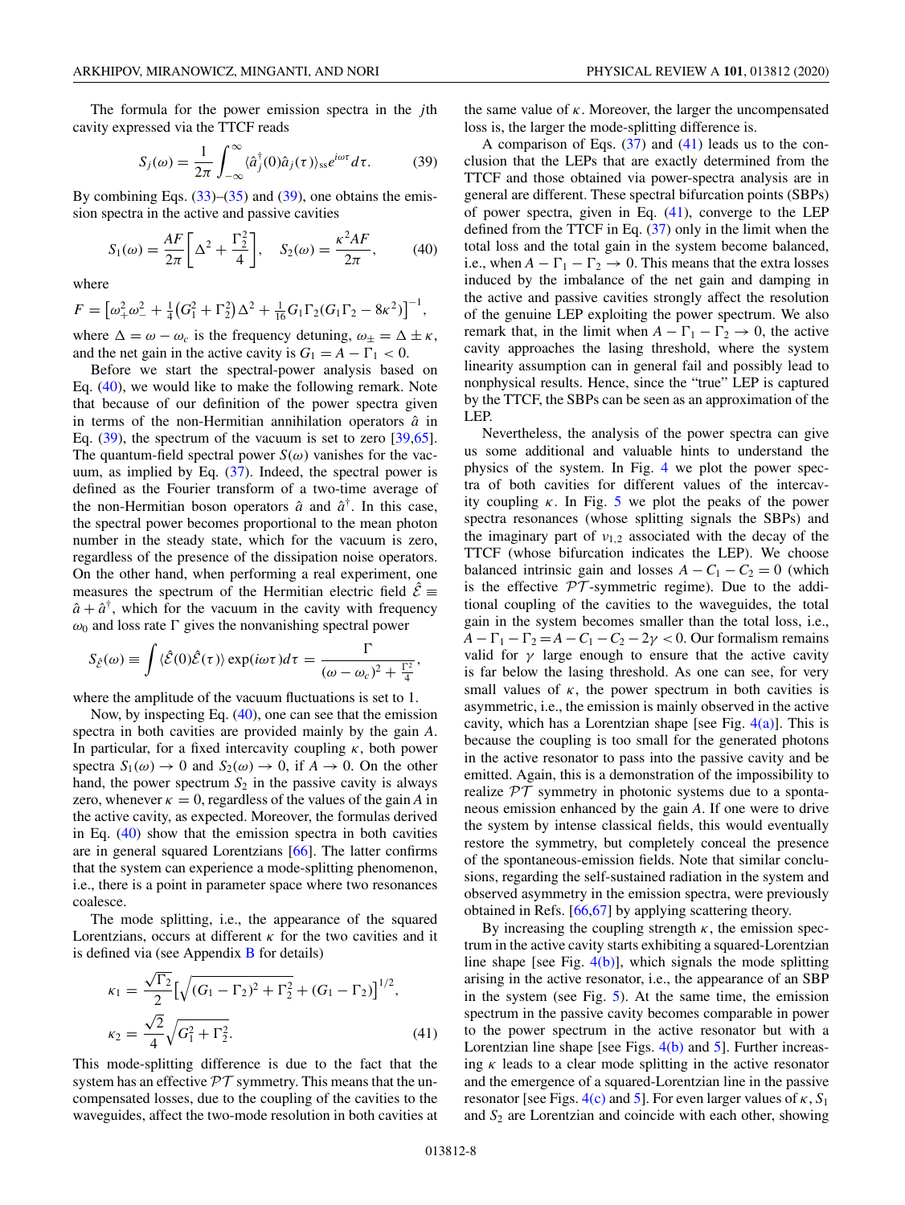The formula for the power emission spectra in the $j$th cavity expressed via the TTCF reads

$$S_j(\omega) = \frac{1}{2\pi} \int_{-\infty}^{\infty} \langle \hat{a}_j^\dagger(0)\hat{a}_j(\tau)\rangle_{\rm ss} e^{i\omega\tau} d\tau. \tag{39}$$

By combining Eqs. (33)–(35) and (39), one obtains the emission spectra in the active and passive cavities

$$S_1(\omega) = \frac{AF}{2\pi}\left[\Delta^2 + \frac{\Gamma_2^2}{4}\right], \quad S_2(\omega) = \frac{\kappa^2 AF}{2\pi}, \tag{40}$$

where

$$F = \left[\omega_+^2\omega_-^2 + \tfrac{1}{4}\left(G_1^2 + \Gamma_2^2\right)\Delta^2 + \tfrac{1}{16}G_1\Gamma_2\left(G_1\Gamma_2 - 8\kappa^2\right)\right]^{-1},$$

where $\Delta = \omega - \omega_c$ is the frequency detuning, $\omega_\pm = \Delta \pm \kappa$, and the net gain in the active cavity is $G_1 = A - \Gamma_1 < 0$.

Before we start the spectral-power analysis based on Eq. (40), we would like to make the following remark. Note that because of our definition of the power spectra given in terms of the non-Hermitian annihilation operators $\hat{a}$ in Eq. (39), the spectrum of the vacuum is set to zero [39,65]. The quantum-field spectral power $S(\omega)$ vanishes for the vacuum, as implied by Eq. (37). Indeed, the spectral power is defined as the Fourier transform of a two-time average of the non-Hermitian boson operators $\hat{a}$ and $\hat{a}^\dagger$. In this case, the spectral power becomes proportional to the mean photon number in the steady state, which for the vacuum is zero, regardless of the presence of the dissipation noise operators. On the other hand, when performing a real experiment, one measures the spectrum of the Hermitian electric field $\hat{\mathcal{E}} \equiv \hat{a} + \hat{a}^\dagger$, which for the vacuum in the cavity with frequency $\omega_0$ and loss rate $\Gamma$ gives the nonvanishing spectral power

$$S_{\hat{\mathcal{E}}}(\omega) \equiv \int \langle \hat{\mathcal{E}}(0)\hat{\mathcal{E}}(\tau)\rangle \exp(i\omega\tau) d\tau = \frac{\Gamma}{(\omega - \omega_c)^2 + \frac{\Gamma^2}{4}},$$

where the amplitude of the vacuum fluctuations is set to 1.

Now, by inspecting Eq. (40), one can see that the emission spectra in both cavities are provided mainly by the gain $A$. In particular, for a fixed intercavity coupling $\kappa$, both power spectra $S_1(\omega) \to 0$ and $S_2(\omega) \to 0$, if $A \to 0$. On the other hand, the power spectrum $S_2$ in the passive cavity is always zero, whenever $\kappa = 0$, regardless of the values of the gain $A$ in the active cavity, as expected. Moreover, the formulas derived in Eq. (40) show that the emission spectra in both cavities are in general squared Lorentzians [66]. The latter confirms that the system can experience a mode-splitting phenomenon, i.e., there is a point in parameter space where two resonances coalesce.

The mode splitting, i.e., the appearance of the squared Lorentzians, occurs at different $\kappa$ for the two cavities and it is defined via (see Appendix B for details)

$$\kappa_1 = \frac{\sqrt{\Gamma_2}}{2}\left[\sqrt{(G_1 - \Gamma_2)^2 + \Gamma_2^2} + (G_1 - \Gamma_2)\right]^{1/2},$$
$$\kappa_2 = \frac{\sqrt{2}}{4}\sqrt{G_1^2 + \Gamma_2^2}. \tag{41}$$

This mode-splitting difference is due to the fact that the system has an effective $\mathcal{PT}$ symmetry. This means that the uncompensated losses, due to the coupling of the cavities to the waveguides, affect the two-mode resolution in both cavities at the same value of $\kappa$. Moreover, the larger the uncompensated loss is, the larger the mode-splitting difference is.

A comparison of Eqs. (37) and (41) leads us to the conclusion that the LEPs that are exactly determined from the TTCF and those obtained via power-spectra analysis are in general are different. These spectral bifurcation points (SBPs) of power spectra, given in Eq. (41), converge to the LEP defined from the TTCF in Eq. (37) only in the limit when the total loss and the total gain in the system become balanced, i.e., when $A - \Gamma_1 - \Gamma_2 \to 0$. This means that the extra losses induced by the imbalance of the net gain and damping in the active and passive cavities strongly affect the resolution of the genuine LEP exploiting the power spectrum. We also remark that, in the limit when $A - \Gamma_1 - \Gamma_2 \to 0$, the active cavity approaches the lasing threshold, where the system linearity assumption can in general fail and possibly lead to nonphysical results. Hence, since the "true" LEP is captured by the TTCF, the SBPs can be seen as an approximation of the LEP.

Nevertheless, the analysis of the power spectra can give us some additional and valuable hints to understand the physics of the system. In Fig. 4 we plot the power spectra of both cavities for different values of the intercavity coupling $\kappa$. In Fig. 5 we plot the peaks of the power spectra resonances (whose splitting signals the SBPs) and the imaginary part of $\nu_{1,2}$ associated with the decay of the TTCF (whose bifurcation indicates the LEP). We choose balanced intrinsic gain and losses $A - C_1 - C_2 = 0$ (which is the effective $\mathcal{PT}$-symmetric regime). Due to the additional coupling of the cavities to the waveguides, the total gain in the system becomes smaller than the total loss, i.e., $A - \Gamma_1 - \Gamma_2 = A - C_1 - C_2 - 2\gamma < 0$. Our formalism remains valid for $\gamma$ large enough to ensure that the active cavity is far below the lasing threshold. As one can see, for very small values of $\kappa$, the power spectrum in both cavities is asymmetric, i.e., the emission is mainly observed in the active cavity, which has a Lorentzian shape [see Fig. 4(a)]. This is because the coupling is too small for the generated photons in the active resonator to pass into the passive cavity and be emitted. Again, this is a demonstration of the impossibility to realize $\mathcal{PT}$ symmetry in photonic systems due to a spontaneous emission enhanced by the gain $A$. If one were to drive the system by intense classical fields, this would eventually restore the symmetry, but completely conceal the presence of the spontaneous-emission fields. Note that similar conclusions, regarding the self-sustained radiation in the system and observed asymmetry in the emission spectra, were previously obtained in Refs. [66,67] by applying scattering theory.

By increasing the coupling strength $\kappa$, the emission spectrum in the active cavity starts exhibiting a squared-Lorentzian line shape [see Fig. 4(b)], which signals the mode splitting arising in the active resonator, i.e., the appearance of an SBP in the system (see Fig. 5). At the same time, the emission spectrum in the passive cavity becomes comparable in power to the power spectrum in the active resonator but with a Lorentzian line shape [see Figs. 4(b) and 5]. Further increasing $\kappa$ leads to a clear mode splitting in the active resonator and the emergence of a squared-Lorentzian line in the passive resonator [see Figs. 4(c) and 5]. For even larger values of $\kappa$, $S_1$ and $S_2$ are Lorentzian and coincide with each other, showing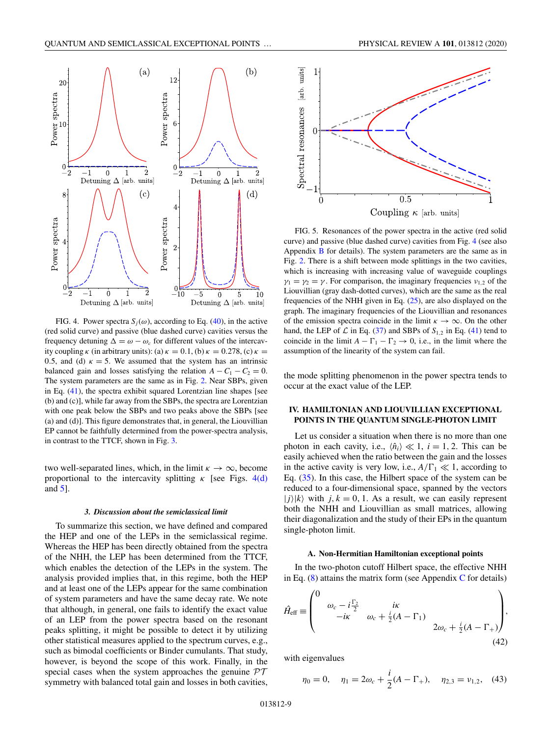FIG. 4. Power spectra $S_j(\omega)$, according to Eq. (40), in the active (red solid curve) and passive (blue dashed curve) cavities versus the frequency detuning $\Delta = \omega - \omega_c$ for different values of the intercavity coupling $\kappa$ (in arbitrary units): (a) $\kappa = 0.1$, (b) $\kappa = 0.278$, (c) $\kappa = 0.5$, and (d) $\kappa = 5$. We assumed that the system has an intrinsic balanced gain and losses satisfying the relation $A - C_1 - C_2 = 0$. The system parameters are the same as in Fig. 2. Near SBPs, given in Eq. (41), the spectra exhibit squared Lorentzian line shapes [see (b) and (c)], while far away from the SBPs, the spectra are Lorentzian with one peak below the SBPs and two peaks above the SBPs [see (a) and (d)]. This figure demonstrates that, in general, the Liouvillian EP cannot be faithfully determined from the power-spectra analysis, in contrast to the TTCF, shown in Fig. 3.

two well-separated lines, which, in the limit $\kappa \to \infty$, become proportional to the intercavity splitting $\kappa$ [see Figs. 4(d) and 5].

#### 3. Discussion about the semiclassical limit

To summarize this section, we have defined and compared the HEP and one of the LEPs in the semiclassical regime. Whereas the HEP has been directly obtained from the spectra of the NHH, the LEP has been determined from the TTCF, which enables the detection of the LEPs in the system. The analysis provided implies that, in this regime, both the HEP and at least one of the LEPs appear for the same combination of system parameters and have the same decay rate. We note that although, in general, one fails to identify the exact value of an LEP from the power spectra based on the resonant peaks splitting, it might be possible to detect it by utilizing other statistical measures applied to the spectrum curves, e.g., such as bimodal coefficients or Binder cumulants. That study, however, is beyond the scope of this work. Finally, in the special cases when the system approaches the genuine $\mathcal{PT}$ symmetry with balanced total gain and losses in both cavities,

FIG. 5. Resonances of the power spectra in the active (red solid curve) and passive (blue dashed curve) cavities from Fig. 4 (see also Appendix B for details). The system parameters are the same as in Fig. 2. There is a shift between mode splittings in the two cavities, which is increasing with increasing value of waveguide couplings $\gamma_1 = \gamma_2 = \gamma$. For comparison, the imaginary frequencies $\nu_{1,2}$ of the Liouvillian (gray dash-dotted curves), which are the same as the real frequencies of the NHH given in Eq. (25), are also displayed on the graph. The imaginary frequencies of the Liouvillian and resonances of the emission spectra coincide in the limit $\kappa \to \infty$. On the other hand, the LEP of $\mathcal{L}$ in Eq. (37) and SBPs of $S_{1,2}$ in Eq. (41) tend to coincide in the limit $A - \Gamma_1 - \Gamma_2 \to 0$, i.e., in the limit where the assumption of the linearity of the system can fail.

the mode splitting phenomenon in the power spectra tends to occur at the exact value of the LEP.

## IV. HAMILTONIAN AND LIOUVILLIAN EXCEPTIONAL POINTS IN THE QUANTUM SINGLE-PHOTON LIMIT

Let us consider a situation when there is no more than one photon in each cavity, i.e., $\langle \hat{n}_i \rangle \ll 1$, $i = 1, 2$. This can be easily achieved when the ratio between the gain and the losses in the active cavity is very low, i.e., $A/\Gamma_1 \ll 1$, according to Eq. (35). In this case, the Hilbert space of the system can be reduced to a four-dimensional space, spanned by the vectors $|j\rangle|k\rangle$ with $j, k = 0, 1$. As a result, we can easily represent both the NHH and Liouvillian as small matrices, allowing their diagonalization and the study of their EPs in the quantum single-photon limit.

### A. Non-Hermitian Hamiltonian exceptional points

In the two-photon cutoff Hilbert space, the effective NHH in Eq. (8) attains the matrix form (see Appendix C for details)

$$\hat{H}_{\text{eff}} \equiv \begin{pmatrix} 0 & & & \\ & \omega_c - i\frac{\Gamma_2}{2} & i\kappa & \\ & -i\kappa & \omega_c + \frac{i}{2}(A - \Gamma_1) & \\ & & & 2\omega_c + \frac{i}{2}(A - \Gamma_+) \end{pmatrix}, \tag{42}$$

with eigenvalues

$$\eta_0 = 0, \quad \eta_1 = 2\omega_c + \frac{i}{2}(A - \Gamma_+), \quad \eta_{2,3} = \nu_{1,2}, \tag{43}$$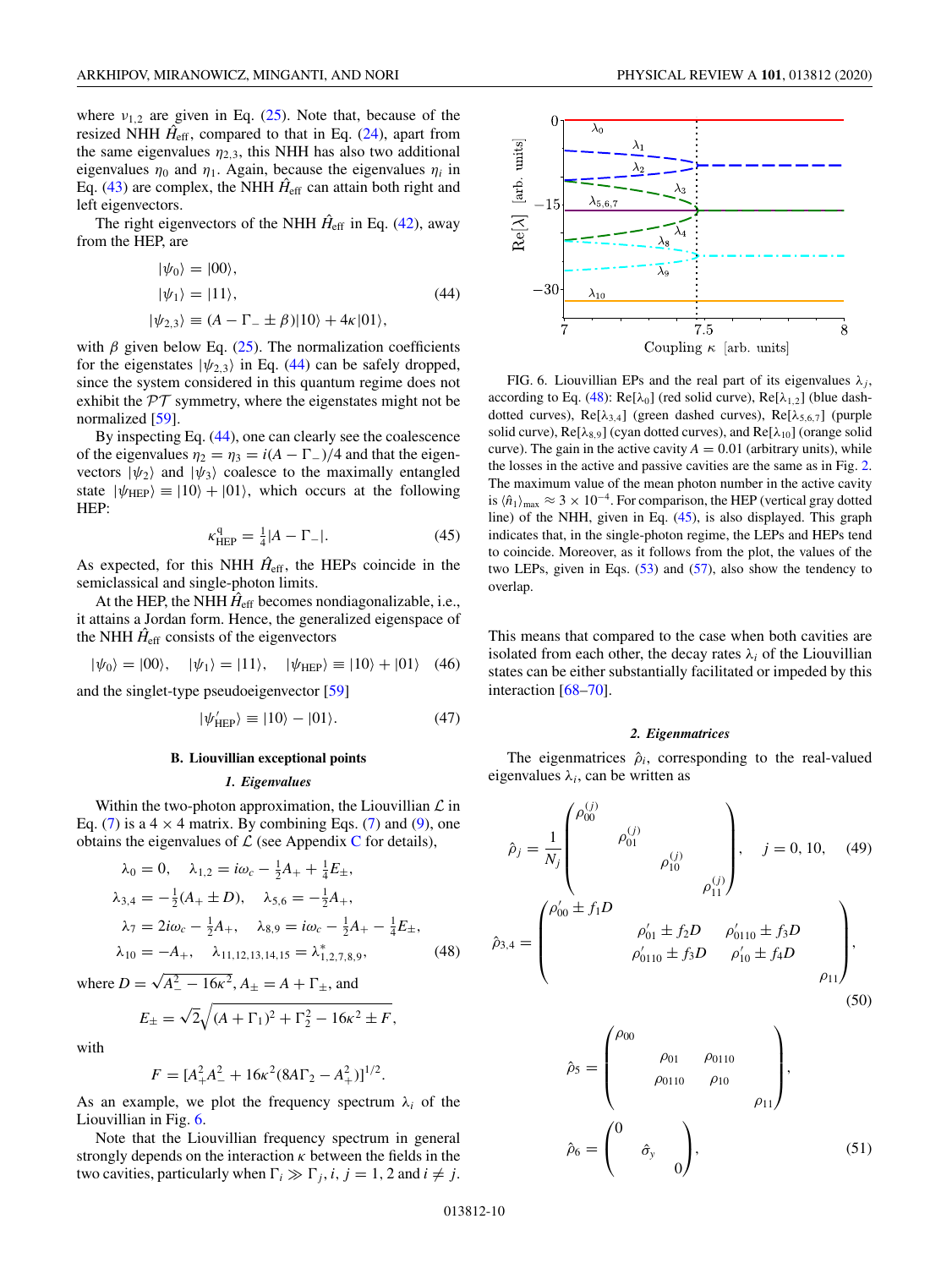where $\nu_{1,2}$ are given in Eq. (25). Note that, because of the resized NHH $\hat{H}_{\rm eff}$, compared to that in Eq. (24), apart from the same eigenvalues $\eta_{2,3}$, this NHH has also two additional eigenvalues $\eta_0$ and $\eta_1$. Again, because the eigenvalues $\eta_i$ in Eq. (43) are complex, the NHH $\hat{H}_{\rm eff}$ can attain both right and left eigenvectors.

The right eigenvectors of the NHH $\hat{H}_{\rm eff}$ in Eq. (42), away from the HEP, are

$$
\begin{aligned}
|\psi_0\rangle &= |00\rangle, \\
|\psi_1\rangle &= |11\rangle, \\
|\psi_{2,3}\rangle &\equiv (A - \Gamma_- \pm \beta)|10\rangle + 4\kappa|01\rangle,
\end{aligned}
\tag{44}
$$

with $\beta$ given below Eq. (25). The normalization coefficients for the eigenstates $|\psi_{2,3}\rangle$ in Eq. (44) can be safely dropped, since the system considered in this quantum regime does not exhibit the $\mathcal{PT}$ symmetry, where the eigenstates might not be normalized [59].

By inspecting Eq. (44), one can clearly see the coalescence of the eigenvalues $\eta_2 = \eta_3 = i(A - \Gamma_-)/4$ and that the eigenvectors $|\psi_2\rangle$ and $|\psi_3\rangle$ coalesce to the maximally entangled state $|\psi_{\rm HEP}\rangle \equiv |10\rangle + |01\rangle$, which occurs at the following HEP:

$$
\kappa_{\rm HEP}^{\rm q} = \tfrac{1}{4}|A - \Gamma_-|. \tag{45}
$$

As expected, for this NHH $\hat{H}_{\rm eff}$, the HEPs coincide in the semiclassical and single-photon limits.

At the HEP, the NHH $\hat{H}_{\rm eff}$ becomes nondiagonalizable, i.e., it attains a Jordan form. Hence, the generalized eigenspace of the NHH $\hat{H}_{\rm eff}$ consists of the eigenvectors

$$
|\psi_0\rangle = |00\rangle, \quad |\psi_1\rangle = |11\rangle, \quad |\psi_{\rm HEP}\rangle \equiv |10\rangle + |01\rangle \tag{46}
$$

and the singlet-type pseudoeigenvector [59]

$$
|\psi'_{\rm HEP}\rangle \equiv |10\rangle - |01\rangle. \tag{47}
$$

### B. Liouvillian exceptional points

#### 1. Eigenvalues

Within the two-photon approximation, the Liouvillian $\mathcal{L}$ in Eq. (7) is a $4 \times 4$ matrix. By combining Eqs. (7) and (9), one obtains the eigenvalues of $\mathcal{L}$ (see Appendix C for details),

$$
\begin{aligned}
\lambda_0 &= 0, \quad \lambda_{1,2} = i\omega_c - \tfrac{1}{2}A_+ + \tfrac{1}{4}E_\pm, \\
\lambda_{3,4} &= -\tfrac{1}{2}(A_+ \pm D), \quad \lambda_{5,6} = -\tfrac{1}{2}A_+, \\
\lambda_7 &= 2i\omega_c - \tfrac{1}{2}A_+, \quad \lambda_{8,9} = i\omega_c - \tfrac{1}{2}A_+ - \tfrac{1}{4}E_\pm, \\
\lambda_{10} &= -A_+, \quad \lambda_{11,12,13,14,15} = \lambda^*_{1,2,7,8,9},
\end{aligned}
\tag{48}
$$

where $D = \sqrt{A_-^2 - 16\kappa^2}$, $A_\pm = A + \Gamma_\pm$, and

$$
E_\pm = \sqrt{2}\sqrt{(A + \Gamma_1)^2 + \Gamma_2^2 - 16\kappa^2 \pm F},
$$

with

$$
F = [A_+^2 A_-^2 + 16\kappa^2(8A\Gamma_2 - A_+^2)]^{1/2}.
$$

As an example, we plot the frequency spectrum $\lambda_i$ of the Liouvillian in Fig. 6.

Note that the Liouvillian frequency spectrum in general strongly depends on the interaction $\kappa$ between the fields in the two cavities, particularly when $\Gamma_i \gg \Gamma_j$, $i, j = 1, 2$ and $i \neq j$.

FIG. 6. Liouvillian EPs and the real part of its eigenvalues $\lambda_j$, according to Eq. (48): Re[$\lambda_0$] (red solid curve), Re[$\lambda_{1,2}$] (blue dash-dotted curves), Re[$\lambda_{3,4}$] (green dashed curves), Re[$\lambda_{5,6,7}$] (purple solid curve), Re[$\lambda_{8,9}$] (cyan dotted curves), and Re[$\lambda_{10}$] (orange solid curve). The gain in the active cavity $A = 0.01$ (arbitrary units), while the losses in the active and passive cavities are the same as in Fig. 2. The maximum value of the mean photon number in the active cavity is $\langle \hat{n}_1 \rangle_{\max} \approx 3 \times 10^{-4}$. For comparison, the HEP (vertical gray dotted line) of the NHH, given in Eq. (45), is also displayed. This graph indicates that, in the single-photon regime, the LEPs and HEPs tend to coincide. Moreover, as it follows from the plot, the values of the two LEPs, given in Eqs. (53) and (57), also show the tendency to overlap.

This means that compared to the case when both cavities are isolated from each other, the decay rates $\lambda_i$ of the Liouvillian states can be either substantially facilitated or impeded by this interaction [68–70].

#### 2. Eigenmatrices

The eigenmatrices $\hat{\rho}_i$, corresponding to the real-valued eigenvalues $\lambda_i$, can be written as

$$
\hat{\rho}_j = \frac{1}{N_j}\begin{pmatrix} \rho_{00}^{(j)} & & & \\ & \rho_{01}^{(j)} & & \\ & & \rho_{10}^{(j)} & \\ & & & \rho_{11}^{(j)} \end{pmatrix}, \quad j = 0, 10, \tag{49}
$$

$$
\hat{\rho}_{3,4} = \begin{pmatrix} \rho'_{00} \pm f_1 D & & & \\ & \rho'_{01} \pm f_2 D & \rho'_{0110} \pm f_3 D & \\ & \rho'_{0110} \pm f_3 D & \rho'_{10} \pm f_4 D & \\ & & & \rho_{11} \end{pmatrix}, \tag{50}
$$

$$
\hat{\rho}_5 = \begin{pmatrix} \rho_{00} & & & \\ & \rho_{01} & \rho_{0110} & \\ & \rho_{0110} & \rho_{10} & \\ & & & \rho_{11} \end{pmatrix},
$$

$$
\hat{\rho}_6 = \begin{pmatrix} 0 & & \\ & \hat{\sigma}_y & \\ & & 0 \end{pmatrix}, \tag{51}
$$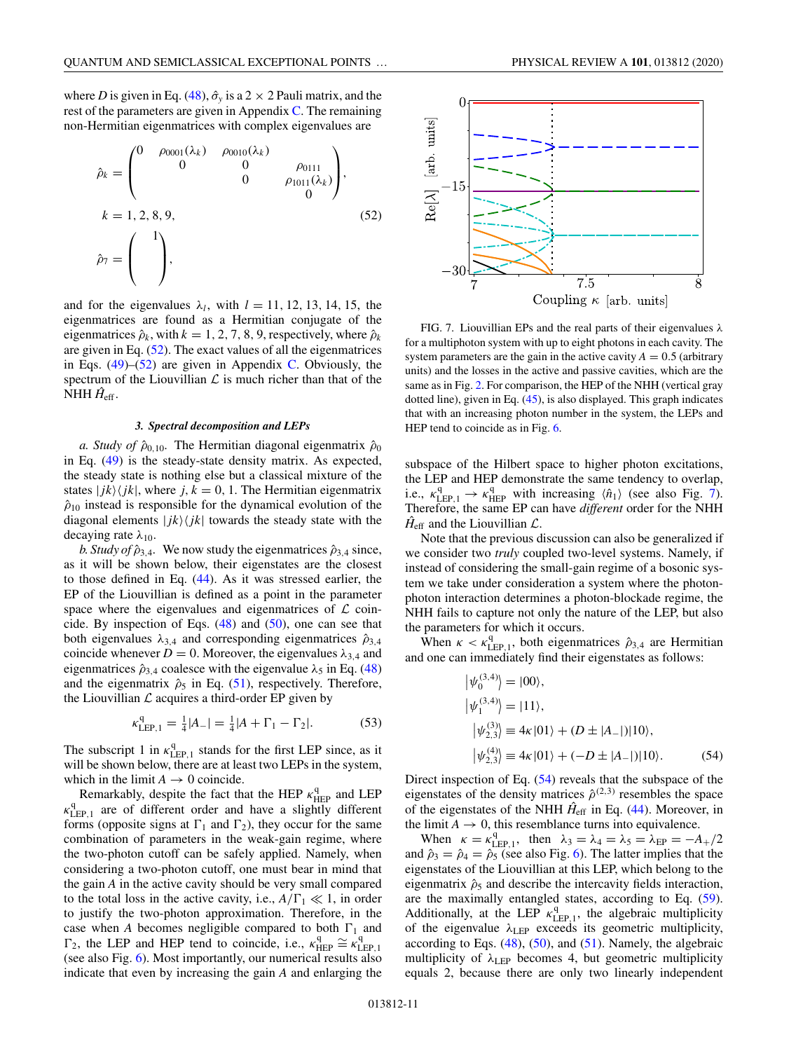where $D$ is given in Eq. (48), $\hat{\sigma}_y$ is a $2\times 2$ Pauli matrix, and the rest of the parameters are given in Appendix C. The remaining non-Hermitian eigenmatrices with complex eigenvalues are

$$\hat{\rho}_k = \begin{pmatrix} 0 & \rho_{0001}(\lambda_k) & \rho_{0010}(\lambda_k) & \\ & 0 & 0 & \rho_{0111} \\ & & 0 & \rho_{1011}(\lambda_k) \\ & & & 0 \end{pmatrix},$$

$$k = 1, 2, 8, 9, \tag{52}$$

$$\hat{\rho}_7 = \begin{pmatrix} & 1 \\ & \end{pmatrix},$$

and for the eigenvalues $\lambda_l$, with $l = 11, 12, 13, 14, 15$, the eigenmatrices are found as a Hermitian conjugate of the eigenmatrices $\hat{\rho}_k$, with $k = 1, 2, 7, 8, 9$, respectively, where $\hat{\rho}_k$ are given in Eq. (52). The exact values of all the eigenmatrices in Eqs. (49)–(52) are given in Appendix C. Obviously, the spectrum of the Liouvillian $\mathcal{L}$ is much richer than that of the NHH $\hat{H}_{\rm eff}$.

### *3. Spectral decomposition and LEPs*

*a. Study of* $\hat{\rho}_{0,10}$. The Hermitian diagonal eigenmatrix $\hat{\rho}_0$ in Eq. (49) is the steady-state density matrix. As expected, the steady state is nothing else but a classical mixture of the states $|jk\rangle\langle jk|$, where $j, k = 0, 1$. The Hermitian eigenmatrix $\hat{\rho}_{10}$ instead is responsible for the dynamical evolution of the diagonal elements $|jk\rangle\langle jk|$ towards the steady state with the decaying rate $\lambda_{10}$.

*b. Study of* $\hat{\rho}_{3,4}$. We now study the eigenmatrices $\hat{\rho}_{3,4}$ since, as it will be shown below, their eigenstates are the closest to those defined in Eq. (44). As it was stressed earlier, the EP of the Liouvillian is defined as a point in the parameter space where the eigenvalues and eigenmatrices of $\mathcal{L}$ coincide. By inspection of Eqs. (48) and (50), one can see that both eigenvalues $\lambda_{3,4}$ and corresponding eigenmatrices $\hat{\rho}_{3,4}$ coincide whenever $D = 0$. Moreover, the eigenvalues $\lambda_{3,4}$ and eigenmatrices $\hat{\rho}_{3,4}$ coalesce with the eigenvalue $\lambda_5$ in Eq. (48) and the eigenmatrix $\hat{\rho}_5$ in Eq. (51), respectively. Therefore, the Liouvillian $\mathcal{L}$ acquires a third-order EP given by

$$\kappa^{\rm q}_{\rm LEP,1} = \tfrac{1}{4}|A_-| = \tfrac{1}{4}|A + \Gamma_1 - \Gamma_2|. \tag{53}$$

The subscript 1 in $\kappa^{\rm q}_{\rm LEP,1}$ stands for the first LEP since, as it will be shown below, there are at least two LEPs in the system, which in the limit $A \to 0$ coincide.

Remarkably, despite the fact that the HEP $\kappa^{\rm q}_{\rm HEP}$ and LEP $\kappa^{\rm q}_{\rm LEP,1}$ are of different order and have a slightly different forms (opposite signs at $\Gamma_1$ and $\Gamma_2$), they occur for the same combination of parameters in the weak-gain regime, where the two-photon cutoff can be safely applied. Namely, when considering a two-photon cutoff, one must bear in mind that the gain $A$ in the active cavity should be very small compared to the total loss in the active cavity, i.e., $A/\Gamma_1 \ll 1$, in order to justify the two-photon approximation. Therefore, in the case when $A$ becomes negligible compared to both $\Gamma_1$ and $\Gamma_2$, the LEP and HEP tend to coincide, i.e., $\kappa^{\rm q}_{\rm HEP} \cong \kappa^{\rm q}_{\rm LEP,1}$ (see also Fig. 6). Most importantly, our numerical results also indicate that even by increasing the gain $A$ and enlarging the subspace of the Hilbert space to higher photon excitations, the LEP and HEP demonstrate the same tendency to overlap, i.e., $\kappa^{\rm q}_{\rm LEP,1} \to \kappa^{\rm q}_{\rm HEP}$ with increasing $\langle \hat{n}_1\rangle$ (see also Fig. 7). Therefore, the same EP can have *different* order for the NHH $\hat{H}_{\rm eff}$ and the Liouvillian $\mathcal{L}$.

FIG. 7. Liouvillian EPs and the real parts of their eigenvalues $\lambda$ for a multiphoton system with up to eight photons in each cavity. The system parameters are the gain in the active cavity $A = 0.5$ (arbitrary units) and the losses in the active and passive cavities, which are the same as in Fig. 2. For comparison, the HEP of the NHH (vertical gray dotted line), given in Eq. (45), is also displayed. This graph indicates that with an increasing photon number in the system, the LEPs and HEP tend to coincide as in Fig. 6.

Note that the previous discussion can also be generalized if we consider two *truly* coupled two-level systems. Namely, if instead of considering the small-gain regime of a bosonic system we take under consideration a system where the photon-photon interaction determines a photon-blockade regime, the NHH fails to capture not only the nature of the LEP, but also the parameters for which it occurs.

When $\kappa < \kappa^{\rm q}_{\rm LEP,1}$, both eigenmatrices $\hat{\rho}_{3,4}$ are Hermitian and one can immediately find their eigenstates as follows:

$$\begin{aligned} \big|\psi_0^{(3,4)}\big\rangle &= |00\rangle, \\ \big|\psi_1^{(3,4)}\big\rangle &= |11\rangle, \\ \big|\psi_{2,3}^{(3)}\big\rangle &\equiv 4\kappa|01\rangle + (D \pm |A_-|)|10\rangle, \\ \big|\psi_{2,3}^{(4)}\big\rangle &\equiv 4\kappa|01\rangle + (-D \pm |A_-|)|10\rangle. \end{aligned} \tag{54}$$

Direct inspection of Eq. (54) reveals that the subspace of the eigenstates of the density matrices $\hat{\rho}^{(2,3)}$ resembles the space of the eigenstates of the NHH $\hat{H}_{\rm eff}$ in Eq. (44). Moreover, in the limit $A \to 0$, this resemblance turns into equivalence.

When $\kappa = \kappa^{\rm q}_{\rm LEP,1}$, then $\lambda_3 = \lambda_4 = \lambda_5 = \lambda_{\rm EP} = -A_+/2$ and $\hat{\rho}_3 = \hat{\rho}_4 = \hat{\rho}_5$ (see also Fig. 6). The latter implies that the eigenstates of the Liouvillian at this LEP, which belong to the eigenmatrix $\hat{\rho}_5$ and describe the intercavity fields interaction, are the maximally entangled states, according to Eq. (59). Additionally, at the LEP $\kappa^{\rm q}_{\rm LEP,1}$, the algebraic multiplicity of the eigenvalue $\lambda_{\rm LEP}$ exceeds its geometric multiplicity, according to Eqs. (48), (50), and (51). Namely, the algebraic multiplicity of $\lambda_{\rm LEP}$ becomes 4, but geometric multiplicity equals 2, because there are only two linearly independent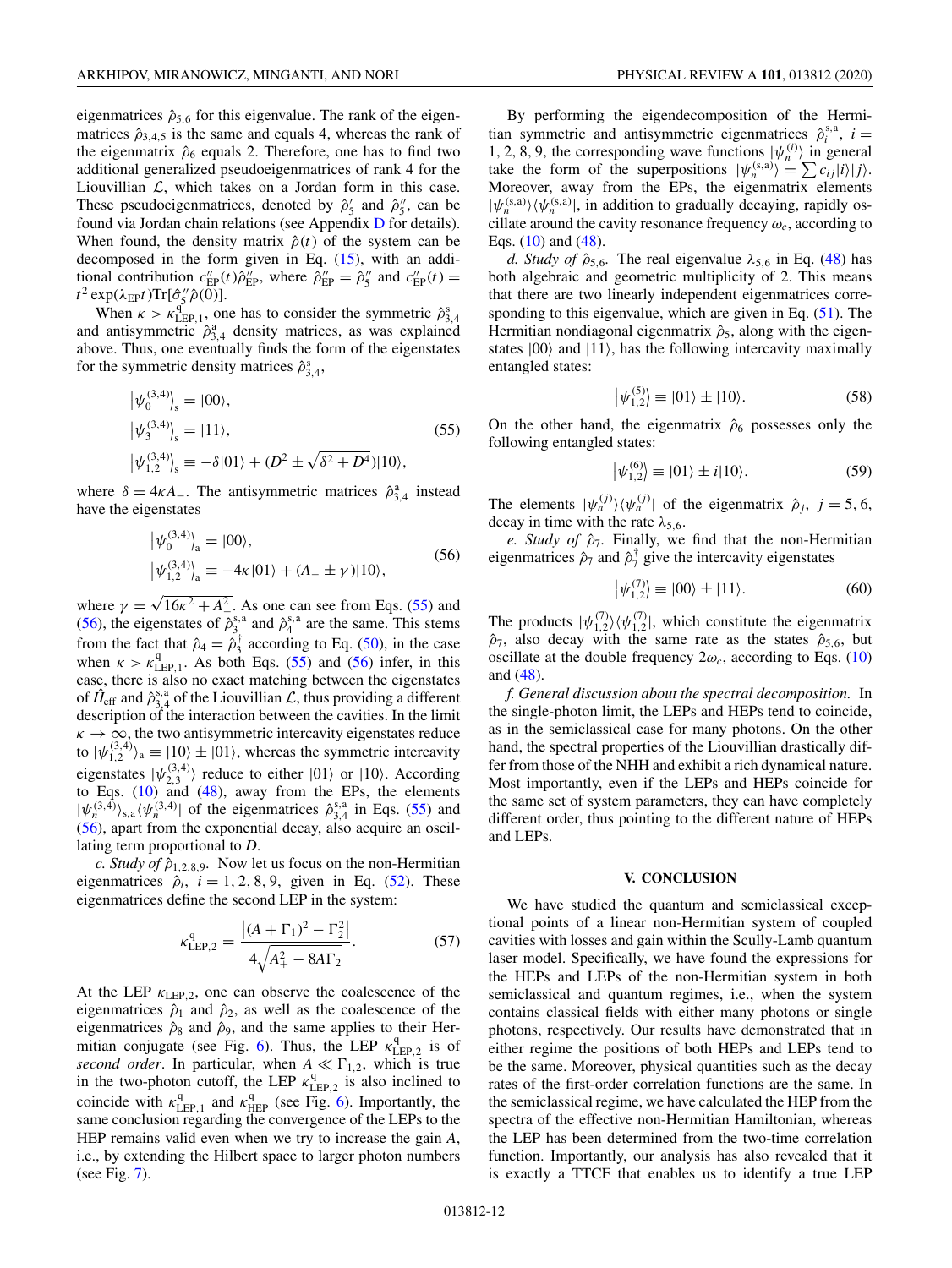eigenmatrices $\hat{\rho}_{5,6}$ for this eigenvalue. The rank of the eigenmatrices $\hat{\rho}_{3,4,5}$ is the same and equals 4, whereas the rank of the eigenmatrix $\hat{\rho}_6$ equals 2. Therefore, one has to find two additional generalized pseudoeigenmatrices of rank 4 for the Liouvillian $\mathcal{L}$, which takes on a Jordan form in this case. These pseudoeigenmatrices, denoted by $\hat{\rho}_5'$ and $\hat{\rho}_5''$, can be found via Jordan chain relations (see Appendix D for details). When found, the density matrix $\hat{\rho}(t)$ of the system can be decomposed in the form given in Eq. (15), with an additional contribution $c''_{\rm EP}(t)\hat{\rho}''_{\rm EP}$, where $\hat{\rho}''_{\rm EP} = \hat{\rho}''_5$ and $c''_{\rm EP}(t) = t^2\exp(\lambda_{\rm EP}t){\rm Tr}[\hat{\sigma}''_5\hat{\rho}(0)]$.

When $\kappa > \kappa^{\rm q}_{\rm LEP,1}$, one has to consider the symmetric $\hat{\rho}^{\rm s}_{3,4}$ and antisymmetric $\hat{\rho}^{\rm a}_{3,4}$ density matrices, as was explained above. Thus, one eventually finds the form of the eigenstates for the symmetric density matrices $\hat{\rho}^{\rm s}_{3,4}$,

$$
\begin{aligned}
\left|\psi_0^{(3,4)}\right\rangle_{\rm s} &= |00\rangle, \\
\left|\psi_3^{(3,4)}\right\rangle_{\rm s} &= |11\rangle, \\
\left|\psi_{1,2}^{(3,4)}\right\rangle_{\rm s} &\equiv -\delta|01\rangle + (D^2 \pm \sqrt{\delta^2 + D^4})|10\rangle,
\end{aligned}
\tag{55}
$$

where $\delta = 4\kappa A_-$. The antisymmetric matrices $\hat{\rho}^{\rm a}_{3,4}$ instead have the eigenstates

$$
\begin{aligned}
\left|\psi_0^{(3,4)}\right\rangle_{\rm a} &= |00\rangle, \\
\left|\psi_{1,2}^{(3,4)}\right\rangle_{\rm a} &\equiv -4\kappa|01\rangle + (A_- \pm \gamma)|10\rangle,
\end{aligned}
\tag{56}
$$

where $\gamma = \sqrt{16\kappa^2 + A_-^2}$. As one can see from Eqs. (55) and (56), the eigenstates of $\hat{\rho}^{\rm s,a}_3$ and $\hat{\rho}^{\rm s,a}_4$ are the same. This stems from the fact that $\hat{\rho}_4 = \hat{\rho}_3^\dagger$ according to Eq. (50), in the case when $\kappa > \kappa^{\rm q}_{\rm LEP,1}$. As both Eqs. (55) and (56) infer, in this case, there is also no exact matching between the eigenstates of $\hat{H}_{\rm eff}$ and $\hat{\rho}^{\rm s,a}_{3,4}$ of the Liouvillian $\mathcal{L}$, thus providing a different description of the interaction between the cavities. In the limit $\kappa \to \infty$, the two antisymmetric intercavity eigenstates reduce to $|\psi_{1,2}^{(3,4)}\rangle_{\rm a} \equiv |10\rangle \pm |01\rangle$, whereas the symmetric intercavity eigenstates $|\psi_{2,3}^{(3,4)}\rangle$ reduce to either $|01\rangle$ or $|10\rangle$. According to Eqs. (10) and (48), away from the EPs, the elements $|\psi_n^{(3,4)}\rangle_{\rm s,a}\langle\psi_n^{(3,4)}|$ of the eigenmatrices $\hat{\rho}^{\rm s,a}_{3,4}$ in Eqs. (55) and (56), apart from the exponential decay, also acquire an oscillating term proportional to $D$.

*c. Study of $\hat{\rho}_{1,2,8,9}$.* Now let us focus on the non-Hermitian eigenmatrices $\hat{\rho}_i$, $i = 1, 2, 8, 9$, given in Eq. (52). These eigenmatrices define the second LEP in the system:

$$
\kappa^{\rm q}_{\rm LEP,2} = \frac{\left|(A+\Gamma_1)^2 - \Gamma_2^2\right|}{4\sqrt{A_+^2 - 8A\Gamma_2}}.
\tag{57}
$$

At the LEP $\kappa_{\rm LEP,2}$, one can observe the coalescence of the eigenmatrices $\hat{\rho}_1$ and $\hat{\rho}_2$, as well as the coalescence of the eigenmatrices $\hat{\rho}_8$ and $\hat{\rho}_9$, and the same applies to their Hermitian conjugate (see Fig. 6). Thus, the LEP $\kappa^{\rm q}_{\rm LEP,2}$ is of *second order*. In particular, when $A \ll \Gamma_{1,2}$, which is true in the two-photon cutoff, the LEP $\kappa^{\rm q}_{\rm LEP,2}$ is also inclined to coincide with $\kappa^{\rm q}_{\rm LEP,1}$ and $\kappa^{\rm q}_{\rm HEP}$ (see Fig. 6). Importantly, the same conclusion regarding the convergence of the LEPs to the HEP remains valid even when we try to increase the gain $A$, i.e., by extending the Hilbert space to larger photon numbers (see Fig. 7).

By performing the eigendecomposition of the Hermitian symmetric and antisymmetric eigenmatrices $\hat{\rho}_i^{\rm s,a}$, $i = 1, 2, 8, 9$, the corresponding wave functions $|\psi_n^{(i)}\rangle$ in general take the form of the superpositions $|\psi_n^{(\rm s,a)}\rangle = \sum c_{ij}|i\rangle|j\rangle$. Moreover, away from the EPs, the eigenmatrix elements $|\psi_n^{(\rm s,a)}\rangle\langle\psi_n^{(\rm s,a)}|$, in addition to gradually decaying, rapidly oscillate around the cavity resonance frequency $\omega_c$, according to Eqs. (10) and (48).

*d. Study of $\hat{\rho}_{5,6}$.* The real eigenvalue $\lambda_{5,6}$ in Eq. (48) has both algebraic and geometric multiplicity of 2. This means that there are two linearly independent eigenmatrices corresponding to this eigenvalue, which are given in Eq. (51). The Hermitian nondiagonal eigenmatrix $\hat{\rho}_5$, along with the eigenstates $|00\rangle$ and $|11\rangle$, has the following intercavity maximally entangled states:

$$
\left|\psi_{1,2}^{(5)}\right\rangle \equiv |01\rangle \pm |10\rangle.
\tag{58}
$$

On the other hand, the eigenmatrix $\hat{\rho}_6$ possesses only the following entangled states:

$$
\left|\psi_{1,2}^{(6)}\right\rangle \equiv |01\rangle \pm i|10\rangle.
\tag{59}
$$

The elements $|\psi_n^{(j)}\rangle\langle\psi_n^{(j)}|$ of the eigenmatrix $\hat{\rho}_j$, $j = 5, 6$, decay in time with the rate $\lambda_{5,6}$.

*e. Study of $\hat{\rho}_7$.* Finally, we find that the non-Hermitian eigenmatrices $\hat{\rho}_7$ and $\hat{\rho}_7^\dagger$ give the intercavity eigenstates

$$
\left|\psi_{1,2}^{(7)}\right\rangle \equiv |00\rangle \pm |11\rangle.
\tag{60}
$$

The products $|\psi_{1,2}^{(7)}\rangle\langle\psi_{1,2}^{(7)}|$, which constitute the eigenmatrix $\hat{\rho}_7$, also decay with the same rate as the states $\hat{\rho}_{5,6}$, but oscillate at the double frequency $2\omega_c$, according to Eqs. (10) and (48).

*f. General discussion about the spectral decomposition.* In the single-photon limit, the LEPs and HEPs tend to coincide, as in the semiclassical case for many photons. On the other hand, the spectral properties of the Liouvillian drastically differ from those of the NHH and exhibit a rich dynamical nature. Most importantly, even if the LEPs and HEPs coincide for the same set of system parameters, they can have completely different order, thus pointing to the different nature of HEPs and LEPs.

## V. CONCLUSION

We have studied the quantum and semiclassical exceptional points of a linear non-Hermitian system of coupled cavities with losses and gain within the Scully-Lamb quantum laser model. Specifically, we have found the expressions for the HEPs and LEPs of the non-Hermitian system in both semiclassical and quantum regimes, i.e., when the system contains classical fields with either many photons or single photons, respectively. Our results have demonstrated that in either regime the positions of both HEPs and LEPs tend to be the same. Moreover, physical quantities such as the decay rates of the first-order correlation functions are the same. In the semiclassical regime, we have calculated the HEP from the spectra of the effective non-Hermitian Hamiltonian, whereas the LEP has been determined from the two-time correlation function. Importantly, our analysis has also revealed that it is exactly a TTCF that enables us to identify a true LEP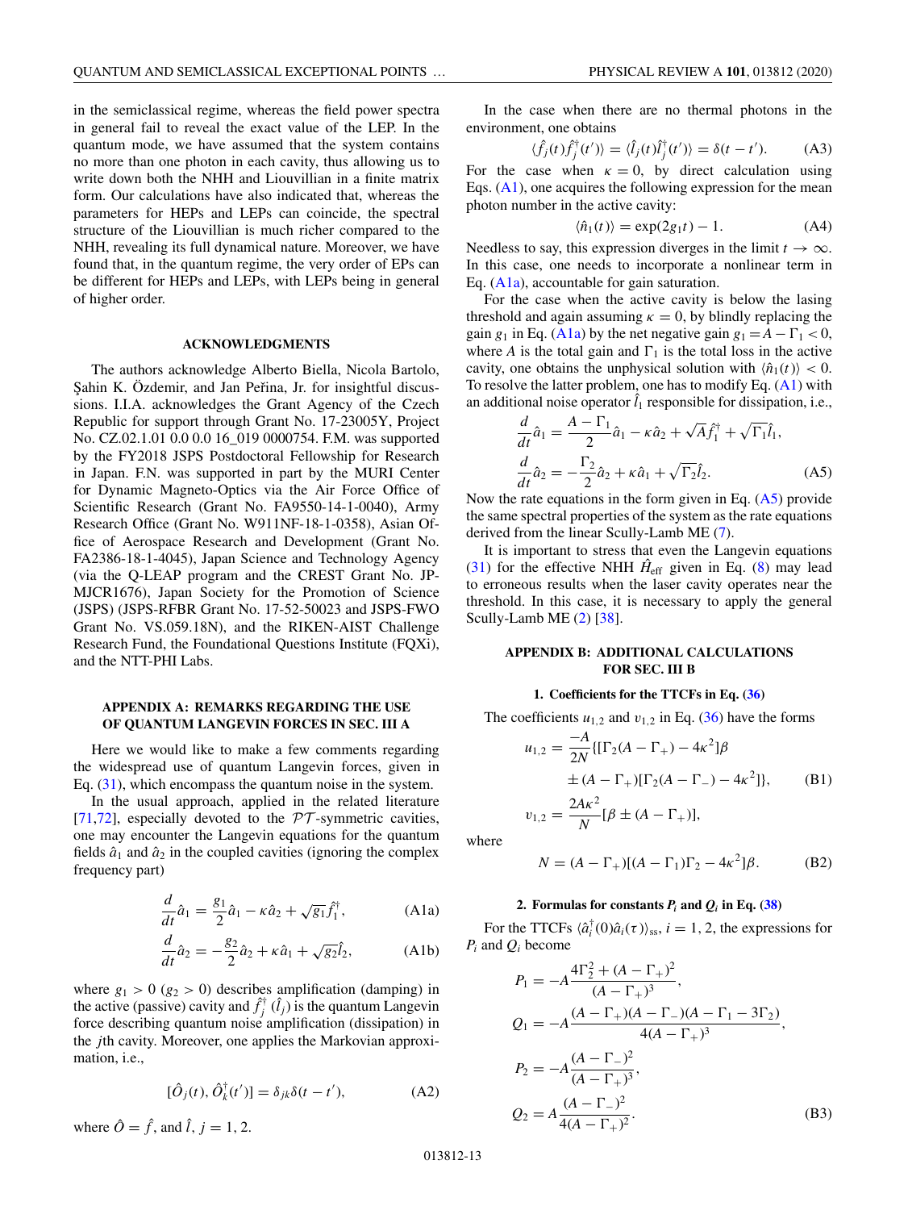in the semiclassical regime, whereas the field power spectra in general fail to reveal the exact value of the LEP. In the quantum mode, we have assumed that the system contains no more than one photon in each cavity, thus allowing us to write down both the NHH and Liouvillian in a finite matrix form. Our calculations have also indicated that, whereas the parameters for HEPs and LEPs can coincide, the spectral structure of the Liouvillian is much richer compared to the NHH, revealing its full dynamical nature. Moreover, we have found that, in the quantum regime, the very order of EPs can be different for HEPs and LEPs, with LEPs being in general of higher order.

## ACKNOWLEDGMENTS

The authors acknowledge Alberto Biella, Nicola Bartolo, Şahin K. Özdemir, and Jan Peřina, Jr. for insightful discussions. I.I.A. acknowledges the Grant Agency of the Czech Republic for support through Grant No. 17-23005Y, Project No. CZ.02.1.01 0.0 0.0 16_019 0000754. F.M. was supported by the FY2018 JSPS Postdoctoral Fellowship for Research in Japan. F.N. was supported in part by the MURI Center for Dynamic Magneto-Optics via the Air Force Office of Scientific Research (Grant No. FA9550-14-1-0040), Army Research Office (Grant No. W911NF-18-1-0358), Asian Office of Aerospace Research and Development (Grant No. FA2386-18-1-4045), Japan Science and Technology Agency (via the Q-LEAP program and the CREST Grant No. JP-MJCR1676), Japan Society for the Promotion of Science (JSPS) (JSPS-RFBR Grant No. 17-52-50023 and JSPS-FWO Grant No. VS.059.18N), and the RIKEN-AIST Challenge Research Fund, the Foundational Questions Institute (FQXi), and the NTT-PHI Labs.

## APPENDIX A: REMARKS REGARDING THE USE OF QUANTUM LANGEVIN FORCES IN SEC. III A

Here we would like to make a few comments regarding the widespread use of quantum Langevin forces, given in Eq. (31), which encompass the quantum noise in the system.

In the usual approach, applied in the related literature [71,72], especially devoted to the $\mathcal{PT}$-symmetric cavities, one may encounter the Langevin equations for the quantum fields $\hat{a}_1$ and $\hat{a}_2$ in the coupled cavities (ignoring the complex frequency part)

$$\frac{d}{dt}\hat{a}_1 = \frac{g_1}{2}\hat{a}_1 - \kappa\hat{a}_2 + \sqrt{g_1}\hat{f}_1^\dagger, \tag{A1a}$$

$$\frac{d}{dt}\hat{a}_2 = -\frac{g_2}{2}\hat{a}_2 + \kappa\hat{a}_1 + \sqrt{g_2}\hat{l}_2, \tag{A1b}$$

where $g_1 > 0$ ($g_2 > 0$) describes amplification (damping) in the active (passive) cavity and $\hat{f}_j^\dagger$ ($\hat{l}_j$) is the quantum Langevin force describing quantum noise amplification (dissipation) in the $j$th cavity. Moreover, one applies the Markovian approximation, i.e.,

$$[\hat{O}_j(t), \hat{O}_k^\dagger(t')] = \delta_{jk}\delta(t-t'), \tag{A2}$$

where $\hat{O} = \hat{f}$, and $\hat{l}$, $j = 1, 2$.

In the case when there are no thermal photons in the environment, one obtains

$$\langle\hat{f}_j(t)\hat{f}_j^\dagger(t')\rangle = \langle\hat{l}_j(t)\hat{l}_j^\dagger(t')\rangle = \delta(t-t'). \tag{A3}$$

For the case when $\kappa = 0$, by direct calculation using Eqs. (A1), one acquires the following expression for the mean photon number in the active cavity:

$$\langle\hat{n}_1(t)\rangle = \exp(2g_1 t) - 1. \tag{A4}$$

Needless to say, this expression diverges in the limit $t \to \infty$. In this case, one needs to incorporate a nonlinear term in Eq. (A1a), accountable for gain saturation.

For the case when the active cavity is below the lasing threshold and again assuming $\kappa = 0$, by blindly replacing the gain $g_1$ in Eq. (A1a) by the net negative gain $g_1 = A - \Gamma_1 < 0$, where $A$ is the total gain and $\Gamma_1$ is the total loss in the active cavity, one obtains the unphysical solution with $\langle\hat{n}_1(t)\rangle < 0$. To resolve the latter problem, one has to modify Eq. (A1) with an additional noise operator $\hat{l}_1$ responsible for dissipation, i.e.,

$$\begin{aligned}
\frac{d}{dt}\hat{a}_1 &= \frac{A-\Gamma_1}{2}\hat{a}_1 - \kappa\hat{a}_2 + \sqrt{A}\hat{f}_1^\dagger + \sqrt{\Gamma_1}\hat{l}_1,\\
\frac{d}{dt}\hat{a}_2 &= -\frac{\Gamma_2}{2}\hat{a}_2 + \kappa\hat{a}_1 + \sqrt{\Gamma_2}\hat{l}_2.
\end{aligned} \tag{A5}$$

Now the rate equations in the form given in Eq. (A5) provide the same spectral properties of the system as the rate equations derived from the linear Scully-Lamb ME (7).

It is important to stress that even the Langevin equations (31) for the effective NHH $\hat{H}_{\rm eff}$ given in Eq. (8) may lead to erroneous results when the laser cavity operates near the threshold. In this case, it is necessary to apply the general Scully-Lamb ME (2) [38].

## APPENDIX B: ADDITIONAL CALCULATIONS FOR SEC. III B

### 1. Coefficients for the TTCFs in Eq. (36)

The coefficients $u_{1,2}$ and $v_{1,2}$ in Eq. (36) have the forms

$$\begin{aligned}
u_{1,2} = \frac{-A}{2N}\{&[\Gamma_2(A-\Gamma_+) - 4\kappa^2]\beta\\
&\pm (A-\Gamma_+)[\Gamma_2(A-\Gamma_-) - 4\kappa^2]\},\\
v_{1,2} = \frac{2A\kappa^2}{N}&[\beta \pm (A-\Gamma_+)],
\end{aligned} \tag{B1}$$

where

$$N = (A-\Gamma_+)[(A-\Gamma_1)\Gamma_2 - 4\kappa^2]\beta. \tag{B2}$$

### 2. Formulas for constants $P_i$ and $Q_i$ in Eq. (38)

For the TTCFs $\langle\hat{a}_i^\dagger(0)\hat{a}_i(\tau)\rangle_{\rm ss}$, $i = 1, 2$, the expressions for $P_i$ and $Q_i$ become

$$\begin{aligned}
P_1 &= -A\frac{4\Gamma_2^2 + (A-\Gamma_+)^2}{(A-\Gamma_+)^3},\\
Q_1 &= -A\frac{(A-\Gamma_+)(A-\Gamma_-)(A-\Gamma_1-3\Gamma_2)}{4(A-\Gamma_+)^3},\\
P_2 &= -A\frac{(A-\Gamma_-)^2}{(A-\Gamma_+)^3},\\
Q_2 &= A\frac{(A-\Gamma_-)^2}{4(A-\Gamma_+)^2}.
\end{aligned} \tag{B3}$$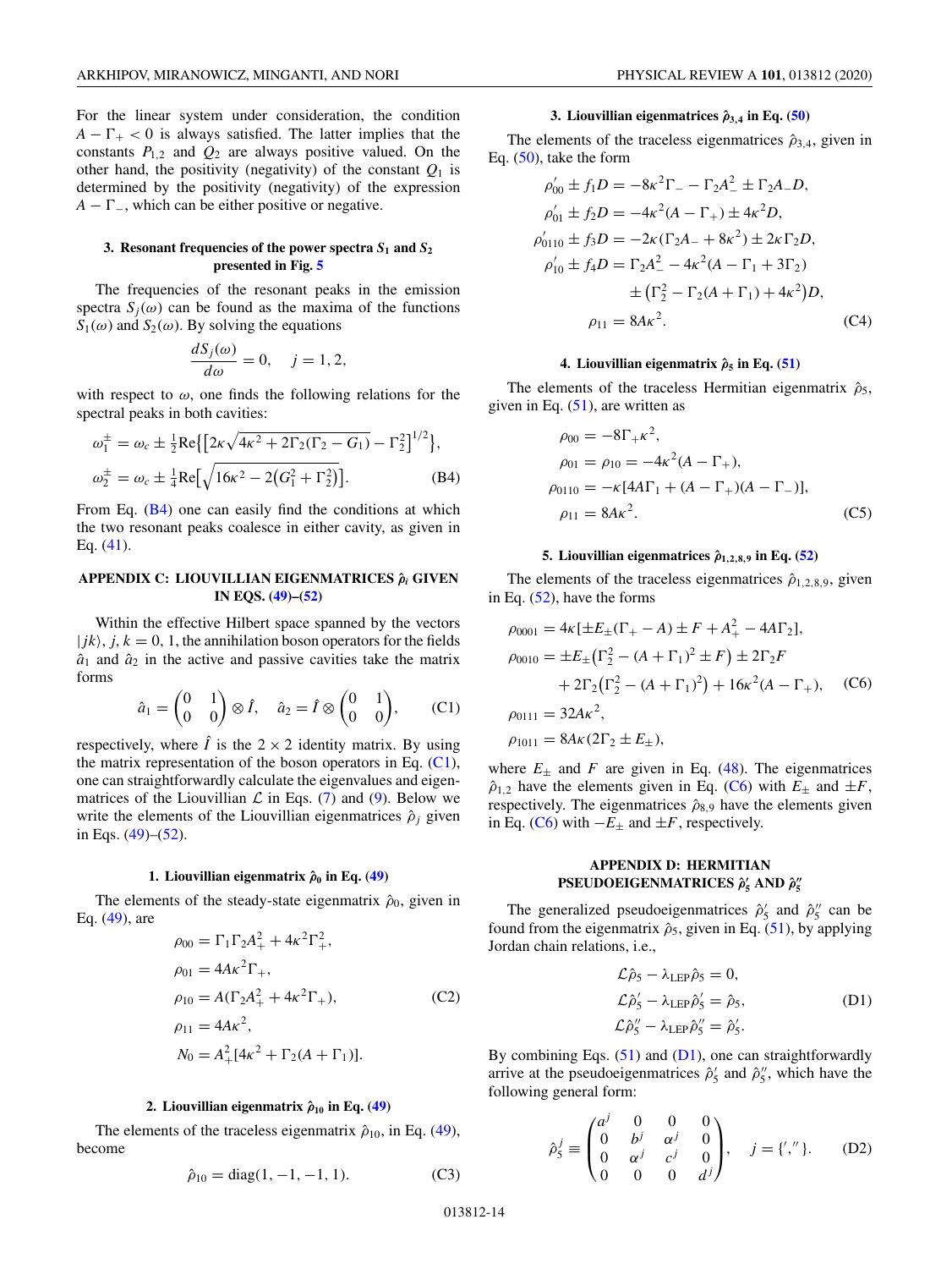For the linear system under consideration, the condition $A - \Gamma_+ < 0$ is always satisfied. The latter implies that the constants $P_{1,2}$ and $Q_2$ are always positive valued. On the other hand, the positivity (negativity) of the constant $Q_1$ is determined by the positivity (negativity) of the expression $A - \Gamma_-$, which can be either positive or negative.

### 3. Resonant frequencies of the power spectra $S_1$ and $S_2$ presented in Fig. 5

The frequencies of the resonant peaks in the emission spectra $S_j(\omega)$ can be found as the maxima of the functions $S_1(\omega)$ and $S_2(\omega)$. By solving the equations

$$\frac{dS_j(\omega)}{d\omega} = 0, \quad j = 1, 2,$$

with respect to $\omega$, one finds the following relations for the spectral peaks in both cavities:

$$\begin{aligned}
\omega_1^{\pm} &= \omega_c \pm \tfrac{1}{2}\mathrm{Re}\big\{\big[2\kappa\sqrt{4\kappa^2 + 2\Gamma_2(\Gamma_2 - G_1)} - \Gamma_2^2\big]^{1/2}\big\},\\
\omega_2^{\pm} &= \omega_c \pm \tfrac{1}{4}\mathrm{Re}\big[\sqrt{16\kappa^2 - 2\big(G_1^2 + \Gamma_2^2\big)}\big]. \qquad \text{(B4)}
\end{aligned}$$

From Eq. (B4) one can easily find the conditions at which the two resonant peaks coalesce in either cavity, as given in Eq. (41).

## APPENDIX C: LIOUVILLIAN EIGENMATRICES $\hat{\rho}_i$ GIVEN IN EQS. (49)–(52)

Within the effective Hilbert space spanned by the vectors $|jk\rangle$, $j, k = 0, 1$, the annihilation boson operators for the fields $\hat{a}_1$ and $\hat{a}_2$ in the active and passive cavities take the matrix forms

$$\hat{a}_1 = \begin{pmatrix} 0 & 1 \\ 0 & 0 \end{pmatrix} \otimes \hat{I}, \quad \hat{a}_2 = \hat{I} \otimes \begin{pmatrix} 0 & 1 \\ 0 & 0 \end{pmatrix}, \qquad \text{(C1)}$$

respectively, where $\hat{I}$ is the $2 \times 2$ identity matrix. By using the matrix representation of the boson operators in Eq. (C1), one can straightforwardly calculate the eigenvalues and eigenmatrices of the Liouvillian $\mathcal{L}$ in Eqs. (7) and (9). Below we write the elements of the Liouvillian eigenmatrices $\hat{\rho}_j$ given in Eqs. (49)–(52).

### 1. Liouvillian eigenmatrix $\hat{\rho}_0$ in Eq. (49)

The elements of the steady-state eigenmatrix $\hat{\rho}_0$, given in Eq. (49), are

$$\begin{aligned}
\rho_{00} &= \Gamma_1\Gamma_2 A_+^2 + 4\kappa^2\Gamma_+^2,\\
\rho_{01} &= 4A\kappa^2\Gamma_+,\\
\rho_{10} &= A(\Gamma_2 A_+^2 + 4\kappa^2\Gamma_+),\\
\rho_{11} &= 4A\kappa^2,\\
N_0 &= A_+^2[4\kappa^2 + \Gamma_2(A + \Gamma_1)]. \qquad \text{(C2)}
\end{aligned}$$

### 2. Liouvillian eigenmatrix $\hat{\rho}_{10}$ in Eq. (49)

The elements of the traceless eigenmatrix $\hat{\rho}_{10}$, in Eq. (49), become

$$\hat{\rho}_{10} = \mathrm{diag}(1, -1, -1, 1). \qquad \text{(C3)}$$

### 3. Liouvillian eigenmatrices $\hat{\rho}_{3,4}$ in Eq. (50)

The elements of the traceless eigenmatrices $\hat{\rho}_{3,4}$, given in Eq. (50), take the form

$$\begin{aligned}
\rho_{00}' \pm f_1 D &= -8\kappa^2\Gamma_- - \Gamma_2 A_-^2 \pm \Gamma_2 A_- D,\\
\rho_{01}' \pm f_2 D &= -4\kappa^2(A - \Gamma_+) \pm 4\kappa^2 D,\\
\rho_{0110}' \pm f_3 D &= -2\kappa(\Gamma_2 A_- + 8\kappa^2) \pm 2\kappa\Gamma_2 D,\\
\rho_{10}' \pm f_4 D &= \Gamma_2 A_-^2 - 4\kappa^2(A - \Gamma_1 + 3\Gamma_2)\\
&\quad \pm \big(\Gamma_2^2 - \Gamma_2(A + \Gamma_1) + 4\kappa^2\big)D,\\
\rho_{11} &= 8A\kappa^2. \qquad \text{(C4)}
\end{aligned}$$

### 4. Liouvillian eigenmatrix $\hat{\rho}_5$ in Eq. (51)

The elements of the traceless Hermitian eigenmatrix $\hat{\rho}_5$, given in Eq. (51), are written as

$$\begin{aligned}
\rho_{00} &= -8\Gamma_+\kappa^2,\\
\rho_{01} &= \rho_{10} = -4\kappa^2(A - \Gamma_+),\\
\rho_{0110} &= -\kappa[4A\Gamma_1 + (A - \Gamma_+)(A - \Gamma_-)],\\
\rho_{11} &= 8A\kappa^2. \qquad \text{(C5)}
\end{aligned}$$

### 5. Liouvillian eigenmatrices $\hat{\rho}_{1,2,8,9}$ in Eq. (52)

The elements of the traceless eigenmatrices $\hat{\rho}_{1,2,8,9}$, given in Eq. (52), have the forms

$$\begin{aligned}
\rho_{0001} &= 4\kappa[\pm E_\pm(\Gamma_+ - A) \pm F + A_+^2 - 4A\Gamma_2],\\
\rho_{0010} &= \pm E_\pm\big(\Gamma_2^2 - (A + \Gamma_1)^2 \pm F\big) \pm 2\Gamma_2 F\\
&\quad + 2\Gamma_2\big(\Gamma_2^2 - (A + \Gamma_1)^2\big) + 16\kappa^2(A - \Gamma_+), \qquad \text{(C6)}\\
\rho_{0111} &= 32A\kappa^2,\\
\rho_{1011} &= 8A\kappa(2\Gamma_2 \pm E_\pm),
\end{aligned}$$

where $E_\pm$ and $F$ are given in Eq. (48). The eigenmatrices $\hat{\rho}_{1,2}$ have the elements given in Eq. (C6) with $E_\pm$ and $\pm F$, respectively. The eigenmatrices $\hat{\rho}_{8,9}$ have the elements given in Eq. (C6) with $-E_\pm$ and $\pm F$, respectively.

## APPENDIX D: HERMITIAN PSEUDOEIGENMATRICES $\hat{\rho}_5'$ AND $\hat{\rho}_5''$

The generalized pseudoeigenmatrices $\hat{\rho}_5'$ and $\hat{\rho}_5''$ can be found from the eigenmatrix $\hat{\rho}_5$, given in Eq. (51), by applying Jordan chain relations, i.e.,

$$\begin{aligned}
\mathcal{L}\hat{\rho}_5 - \lambda_{\mathrm{LEP}}\hat{\rho}_5 &= 0,\\
\mathcal{L}\hat{\rho}_5' - \lambda_{\mathrm{LEP}}\hat{\rho}_5' &= \hat{\rho}_5, \qquad \text{(D1)}\\
\mathcal{L}\hat{\rho}_5'' - \lambda_{\mathrm{LEP}}\hat{\rho}_5'' &= \hat{\rho}_5'.
\end{aligned}$$

By combining Eqs. (51) and (D1), one can straightforwardly arrive at the pseudoeigenmatrices $\hat{\rho}_5'$ and $\hat{\rho}_5''$, which have the following general form:

$$\hat{\rho}_5^j \equiv \begin{pmatrix} a^j & 0 & 0 & 0 \\ 0 & b^j & \alpha^j & 0 \\ 0 & \alpha^j & c^j & 0 \\ 0 & 0 & 0 & d^j \end{pmatrix}, \quad j = \{', ''\}. \qquad \text{(D2)}$$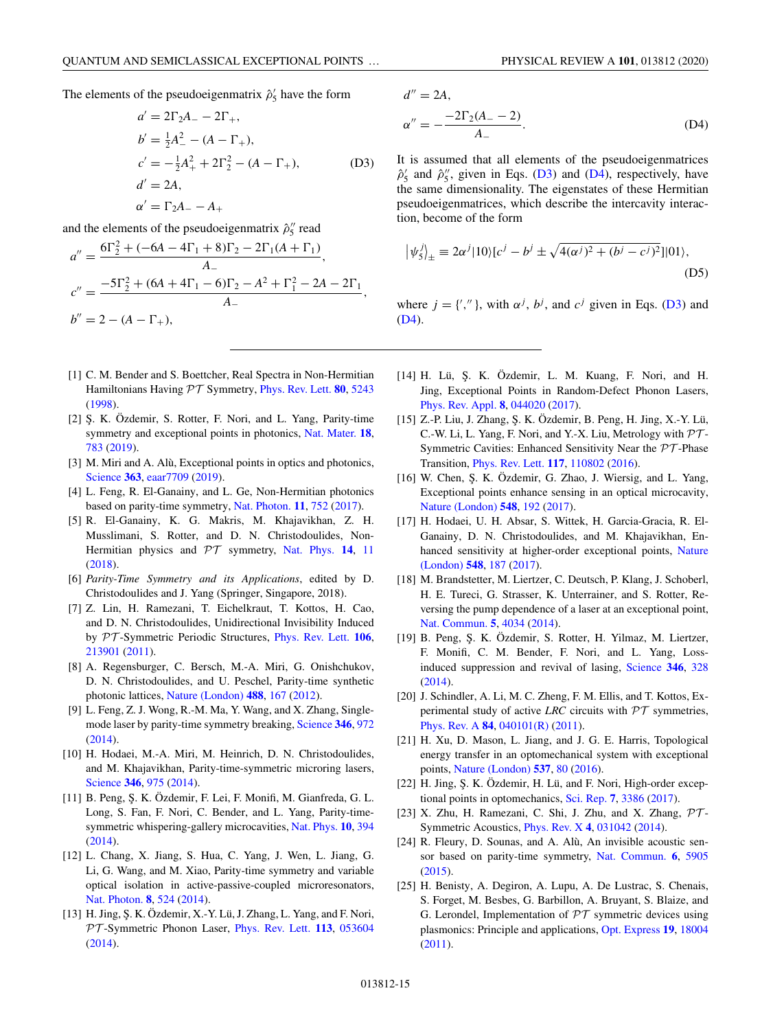The elements of the pseudoeigenmatrix $\hat{\rho}_5'$ have the form

$$
\begin{aligned}
a' &= 2\Gamma_2 A_- - 2\Gamma_+,\\
b' &= \tfrac{1}{2}A_-^2 - (A - \Gamma_+),\\
c' &= -\tfrac{1}{2}A_+^2 + 2\Gamma_2^2 - (A - \Gamma_+),\\
d' &= 2A,\\
\alpha' &= \Gamma_2 A_- - A_+
\end{aligned}
\tag{D3}
$$

and the elements of the pseudoeigenmatrix $\hat{\rho}_5''$ read

$$
\begin{aligned}
a'' &= \frac{6\Gamma_2^2 + (-6A - 4\Gamma_1 + 8)\Gamma_2 - 2\Gamma_1(A + \Gamma_1)}{A_-},\\
c'' &= \frac{-5\Gamma_2^2 + (6A + 4\Gamma_1 - 6)\Gamma_2 - A^2 + \Gamma_1^2 - 2A - 2\Gamma_1}{A_-},\\
b'' &= 2 - (A - \Gamma_+),\\
d'' &= 2A,\\
\alpha'' &= -\frac{-2\Gamma_2(A_- - 2)}{A_-}.
\end{aligned}
\tag{D4}
$$

It is assumed that all elements of the pseudoeigenmatrices $\hat{\rho}_5'$ and $\hat{\rho}_5''$, given in Eqs. (D3) and (D4), respectively, have the same dimensionality. The eigenstates of these Hermitian pseudoeigenmatrices, which describe the intercavity interaction, become of the form

$$
\left|\psi_5^j\right\rangle_\pm \equiv 2\alpha^j|10\rangle\left[c^j - b^j \pm \sqrt{4(\alpha^j)^2 + (b^j - c^j)^2}\right]|01\rangle,
\tag{D5}
$$

where $j = \{', ''\}$, with $\alpha^j$, $b^j$, and $c^j$ given in Eqs. (D3) and (D4).

---

[1] C. M. Bender and S. Boettcher, Real Spectra in Non-Hermitian Hamiltonians Having $\mathcal{PT}$ Symmetry, Phys. Rev. Lett. **80**, 5243 (1998).

[2] Ş. K. Özdemir, S. Rotter, F. Nori, and L. Yang, Parity-time symmetry and exceptional points in photonics, Nat. Mater. **18**, 783 (2019).

[3] M. Miri and A. Alù, Exceptional points in optics and photonics, Science **363**, eaar7709 (2019).

[4] L. Feng, R. El-Ganainy, and L. Ge, Non-Hermitian photonics based on parity-time symmetry, Nat. Photon. **11**, 752 (2017).

[5] R. El-Ganainy, K. G. Makris, M. Khajavikhan, Z. H. Musslimani, S. Rotter, and D. N. Christodoulides, Non-Hermitian physics and $\mathcal{PT}$ symmetry, Nat. Phys. **14**, 11 (2018).

[6] *Parity-Time Symmetry and its Applications*, edited by D. Christodoulides and J. Yang (Springer, Singapore, 2018).

[7] Z. Lin, H. Ramezani, T. Eichelkraut, T. Kottos, H. Cao, and D. N. Christodoulides, Unidirectional Invisibility Induced by $\mathcal{PT}$-Symmetric Periodic Structures, Phys. Rev. Lett. **106**, 213901 (2011).

[8] A. Regensburger, C. Bersch, M.-A. Miri, G. Onishchukov, D. N. Christodoulides, and U. Peschel, Parity-time synthetic photonic lattices, Nature (London) **488**, 167 (2012).

[9] L. Feng, Z. J. Wong, R.-M. Ma, Y. Wang, and X. Zhang, Single-mode laser by parity-time symmetry breaking, Science **346**, 972 (2014).

[10] H. Hodaei, M.-A. Miri, M. Heinrich, D. N. Christodoulides, and M. Khajavikhan, Parity-time-symmetric microring lasers, Science **346**, 975 (2014).

[11] B. Peng, Ş. K. Özdemir, F. Lei, F. Monifi, M. Gianfreda, G. L. Long, S. Fan, F. Nori, C. M. Bender, and L. Yang, Parity-time-symmetric whispering-gallery microcavities, Nat. Phys. **10**, 394 (2014).

[12] L. Chang, X. Jiang, S. Hua, C. Yang, J. Wen, L. Jiang, G. Li, G. Wang, and M. Xiao, Parity-time symmetry and variable optical isolation in active-passive-coupled microresonators, Nat. Photon. **8**, 524 (2014).

[13] H. Jing, Ş. K. Özdemir, X.-Y. Lü, J. Zhang, L. Yang, and F. Nori, $\mathcal{PT}$-Symmetric Phonon Laser, Phys. Rev. Lett. **113**, 053604 (2014).

[14] H. Lü, Ş. K. Özdemir, L. M. Kuang, F. Nori, and H. Jing, Exceptional Points in Random-Defect Phonon Lasers, Phys. Rev. Appl. **8**, 044020 (2017).

[15] Z.-P. Liu, J. Zhang, Ş. K. Özdemir, B. Peng, H. Jing, X.-Y. Lü, C.-W. Li, L. Yang, F. Nori, and Y.-X. Liu, Metrology with $\mathcal{PT}$-Symmetric Cavities: Enhanced Sensitivity Near the $\mathcal{PT}$-Phase Transition, Phys. Rev. Lett. **117**, 110802 (2016).

[16] W. Chen, Ş. K. Özdemir, G. Zhao, J. Wiersig, and L. Yang, Exceptional points enhance sensing in an optical microcavity, Nature (London) **548**, 192 (2017).

[17] H. Hodaei, U. H. Absar, S. Wittek, H. Garcia-Gracia, R. El-Ganainy, D. N. Christodoulides, and M. Khajavikhan, Enhanced sensitivity at higher-order exceptional points, Nature (London) **548**, 187 (2017).

[18] M. Brandstetter, M. Liertzer, C. Deutsch, P. Klang, J. Schoberl, H. E. Tureci, G. Strasser, K. Unterrainer, and S. Rotter, Reversing the pump dependence of a laser at an exceptional point, Nat. Commun. **5**, 4034 (2014).

[19] B. Peng, Ş. K. Özdemir, S. Rotter, H. Yilmaz, M. Liertzer, F. Monifi, C. M. Bender, F. Nori, and L. Yang, Loss-induced suppression and revival of lasing, Science **346**, 328 (2014).

[20] J. Schindler, A. Li, M. C. Zheng, F. M. Ellis, and T. Kottos, Experimental study of active *LRC* circuits with $\mathcal{PT}$ symmetries, Phys. Rev. A **84**, 040101(R) (2011).

[21] H. Xu, D. Mason, L. Jiang, and J. G. E. Harris, Topological energy transfer in an optomechanical system with exceptional points, Nature (London) **537**, 80 (2016).

[22] H. Jing, Ş. K. Özdemir, H. Lü, and F. Nori, High-order exceptional points in optomechanics, Sci. Rep. **7**, 3386 (2017).

[23] X. Zhu, H. Ramezani, C. Shi, J. Zhu, and X. Zhang, $\mathcal{PT}$-Symmetric Acoustics, Phys. Rev. X **4**, 031042 (2014).

[24] R. Fleury, D. Sounas, and A. Alù, An invisible acoustic sensor based on parity-time symmetry, Nat. Commun. **6**, 5905 (2015).

[25] H. Benisty, A. Degiron, A. Lupu, A. De Lustrac, S. Chenais, S. Forget, M. Besbes, G. Barbillon, A. Bruyant, S. Blaize, and G. Lerondel, Implementation of $\mathcal{PT}$ symmetric devices using plasmonics: Principle and applications, Opt. Express **19**, 18004 (2011).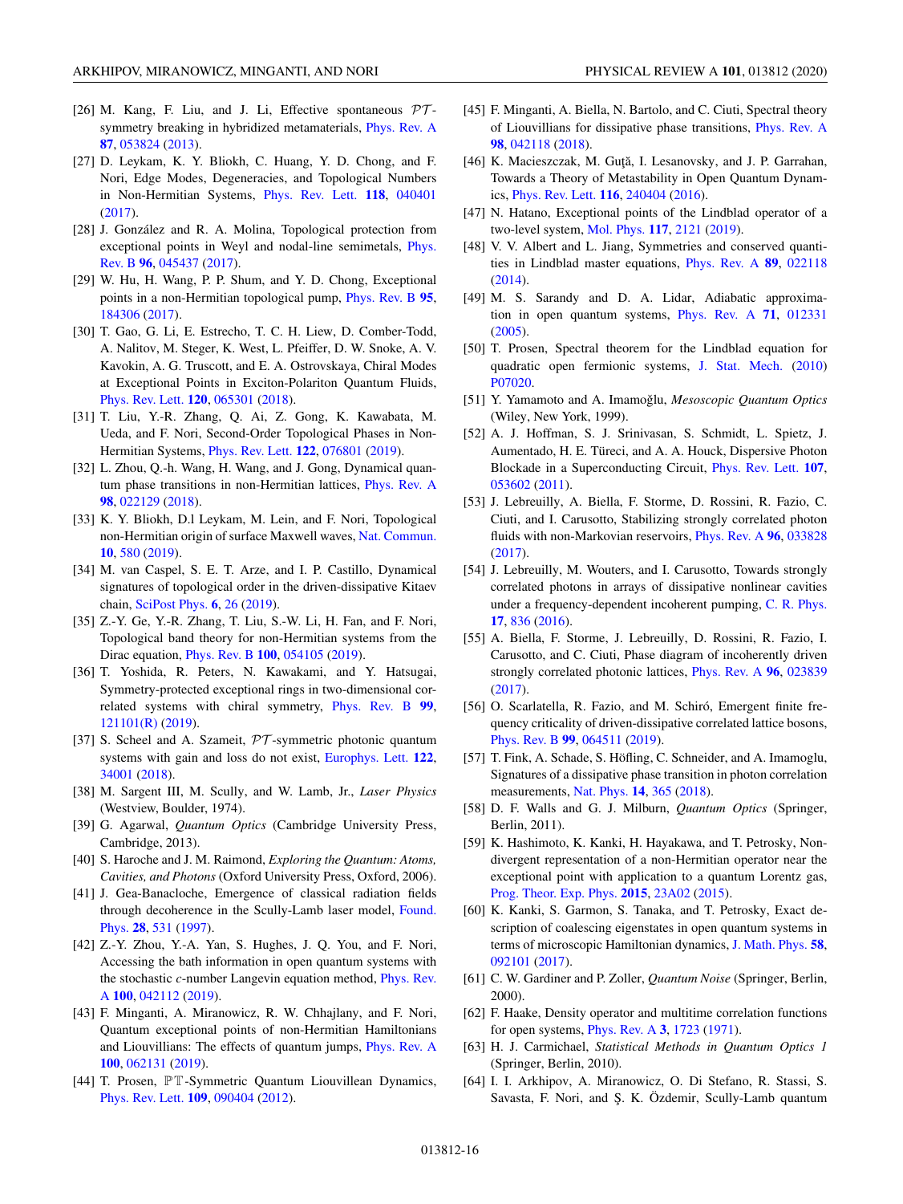[26] M. Kang, F. Liu, and J. Li, Effective spontaneous $\mathcal{PT}$-symmetry breaking in hybridized metamaterials, Phys. Rev. A **87**, 053824 (2013).

[27] D. Leykam, K. Y. Bliokh, C. Huang, Y. D. Chong, and F. Nori, Edge Modes, Degeneracies, and Topological Numbers in Non-Hermitian Systems, Phys. Rev. Lett. **118**, 040401 (2017).

[28] J. González and R. A. Molina, Topological protection from exceptional points in Weyl and nodal-line semimetals, Phys. Rev. B **96**, 045437 (2017).

[29] W. Hu, H. Wang, P. P. Shum, and Y. D. Chong, Exceptional points in a non-Hermitian topological pump, Phys. Rev. B **95**, 184306 (2017).

[30] T. Gao, G. Li, E. Estrecho, T. C. H. Liew, D. Comber-Todd, A. Nalitov, M. Steger, K. West, L. Pfeiffer, D. W. Snoke, A. V. Kavokin, A. G. Truscott, and E. A. Ostrovskaya, Chiral Modes at Exceptional Points in Exciton-Polariton Quantum Fluids, Phys. Rev. Lett. **120**, 065301 (2018).

[31] T. Liu, Y.-R. Zhang, Q. Ai, Z. Gong, K. Kawabata, M. Ueda, and F. Nori, Second-Order Topological Phases in Non-Hermitian Systems, Phys. Rev. Lett. **122**, 076801 (2019).

[32] L. Zhou, Q.-h. Wang, H. Wang, and J. Gong, Dynamical quantum phase transitions in non-Hermitian lattices, Phys. Rev. A **98**, 022129 (2018).

[33] K. Y. Bliokh, D.l Leykam, M. Lein, and F. Nori, Topological non-Hermitian origin of surface Maxwell waves, Nat. Commun. **10**, 580 (2019).

[34] M. van Caspel, S. E. T. Arze, and I. P. Castillo, Dynamical signatures of topological order in the driven-dissipative Kitaev chain, SciPost Phys. **6**, 26 (2019).

[35] Z.-Y. Ge, Y.-R. Zhang, T. Liu, S.-W. Li, H. Fan, and F. Nori, Topological band theory for non-Hermitian systems from the Dirac equation, Phys. Rev. B **100**, 054105 (2019).

[36] T. Yoshida, R. Peters, N. Kawakami, and Y. Hatsugai, Symmetry-protected exceptional rings in two-dimensional correlated systems with chiral symmetry, Phys. Rev. B **99**, 121101(R) (2019).

[37] S. Scheel and A. Szameit, $\mathcal{PT}$-symmetric photonic quantum systems with gain and loss do not exist, Europhys. Lett. **122**, 34001 (2018).

[38] M. Sargent III, M. Scully, and W. Lamb, Jr., *Laser Physics* (Westview, Boulder, 1974).

[39] G. Agarwal, *Quantum Optics* (Cambridge University Press, Cambridge, 2013).

[40] S. Haroche and J. M. Raimond, *Exploring the Quantum: Atoms, Cavities, and Photons* (Oxford University Press, Oxford, 2006).

[41] J. Gea-Banacloche, Emergence of classical radiation fields through decoherence in the Scully-Lamb laser model, Found. Phys. **28**, 531 (1997).

[42] Z.-Y. Zhou, Y.-A. Yan, S. Hughes, J. Q. You, and F. Nori, Accessing the bath information in open quantum systems with the stochastic *c*-number Langevin equation method, Phys. Rev. A **100**, 042112 (2019).

[43] F. Minganti, A. Miranowicz, R. W. Chhajlany, and F. Nori, Quantum exceptional points of non-Hermitian Hamiltonians and Liouvillians: The effects of quantum jumps, Phys. Rev. A **100**, 062131 (2019).

[44] T. Prosen, $\mathbb{PT}$-Symmetric Quantum Liouvillean Dynamics, Phys. Rev. Lett. **109**, 090404 (2012).

[45] F. Minganti, A. Biella, N. Bartolo, and C. Ciuti, Spectral theory of Liouvillians for dissipative phase transitions, Phys. Rev. A **98**, 042118 (2018).

[46] K. Macieszczak, M. Guţă, I. Lesanovsky, and J. P. Garrahan, Towards a Theory of Metastability in Open Quantum Dynamics, Phys. Rev. Lett. **116**, 240404 (2016).

[47] N. Hatano, Exceptional points of the Lindblad operator of a two-level system, Mol. Phys. **117**, 2121 (2019).

[48] V. V. Albert and L. Jiang, Symmetries and conserved quantities in Lindblad master equations, Phys. Rev. A **89**, 022118 (2014).

[49] M. S. Sarandy and D. A. Lidar, Adiabatic approximation in open quantum systems, Phys. Rev. A **71**, 012331 (2005).

[50] T. Prosen, Spectral theorem for the Lindblad equation for quadratic open fermionic systems, J. Stat. Mech. (2010) P07020.

[51] Y. Yamamoto and A. Imamoğlu, *Mesoscopic Quantum Optics* (Wiley, New York, 1999).

[52] A. J. Hoffman, S. J. Srinivasan, S. Schmidt, L. Spietz, J. Aumentado, H. E. Türeci, and A. A. Houck, Dispersive Photon Blockade in a Superconducting Circuit, Phys. Rev. Lett. **107**, 053602 (2011).

[53] J. Lebreuilly, A. Biella, F. Storme, D. Rossini, R. Fazio, C. Ciuti, and I. Carusotto, Stabilizing strongly correlated photon fluids with non-Markovian reservoirs, Phys. Rev. A **96**, 033828 (2017).

[54] J. Lebreuilly, M. Wouters, and I. Carusotto, Towards strongly correlated photons in arrays of dissipative nonlinear cavities under a frequency-dependent incoherent pumping, C. R. Phys. **17**, 836 (2016).

[55] A. Biella, F. Storme, J. Lebreuilly, D. Rossini, R. Fazio, I. Carusotto, and C. Ciuti, Phase diagram of incoherently driven strongly correlated photonic lattices, Phys. Rev. A **96**, 023839 (2017).

[56] O. Scarlatella, R. Fazio, and M. Schiró, Emergent finite frequency criticality of driven-dissipative correlated lattice bosons, Phys. Rev. B **99**, 064511 (2019).

[57] T. Fink, A. Schade, S. Höfling, C. Schneider, and A. Imamoglu, Signatures of a dissipative phase transition in photon correlation measurements, Nat. Phys. **14**, 365 (2018).

[58] D. F. Walls and G. J. Milburn, *Quantum Optics* (Springer, Berlin, 2011).

[59] K. Hashimoto, K. Kanki, H. Hayakawa, and T. Petrosky, Non-divergent representation of a non-Hermitian operator near the exceptional point with application to a quantum Lorentz gas, Prog. Theor. Exp. Phys. **2015**, 23A02 (2015).

[60] K. Kanki, S. Garmon, S. Tanaka, and T. Petrosky, Exact description of coalescing eigenstates in open quantum systems in terms of microscopic Hamiltonian dynamics, J. Math. Phys. **58**, 092101 (2017).

[61] C. W. Gardiner and P. Zoller, *Quantum Noise* (Springer, Berlin, 2000).

[62] F. Haake, Density operator and multitime correlation functions for open systems, Phys. Rev. A **3**, 1723 (1971).

[63] H. J. Carmichael, *Statistical Methods in Quantum Optics 1* (Springer, Berlin, 2010).

[64] I. I. Arkhipov, A. Miranowicz, O. Di Stefano, R. Stassi, S. Savasta, F. Nori, and Ş. K. Özdemir, Scully-Lamb quantum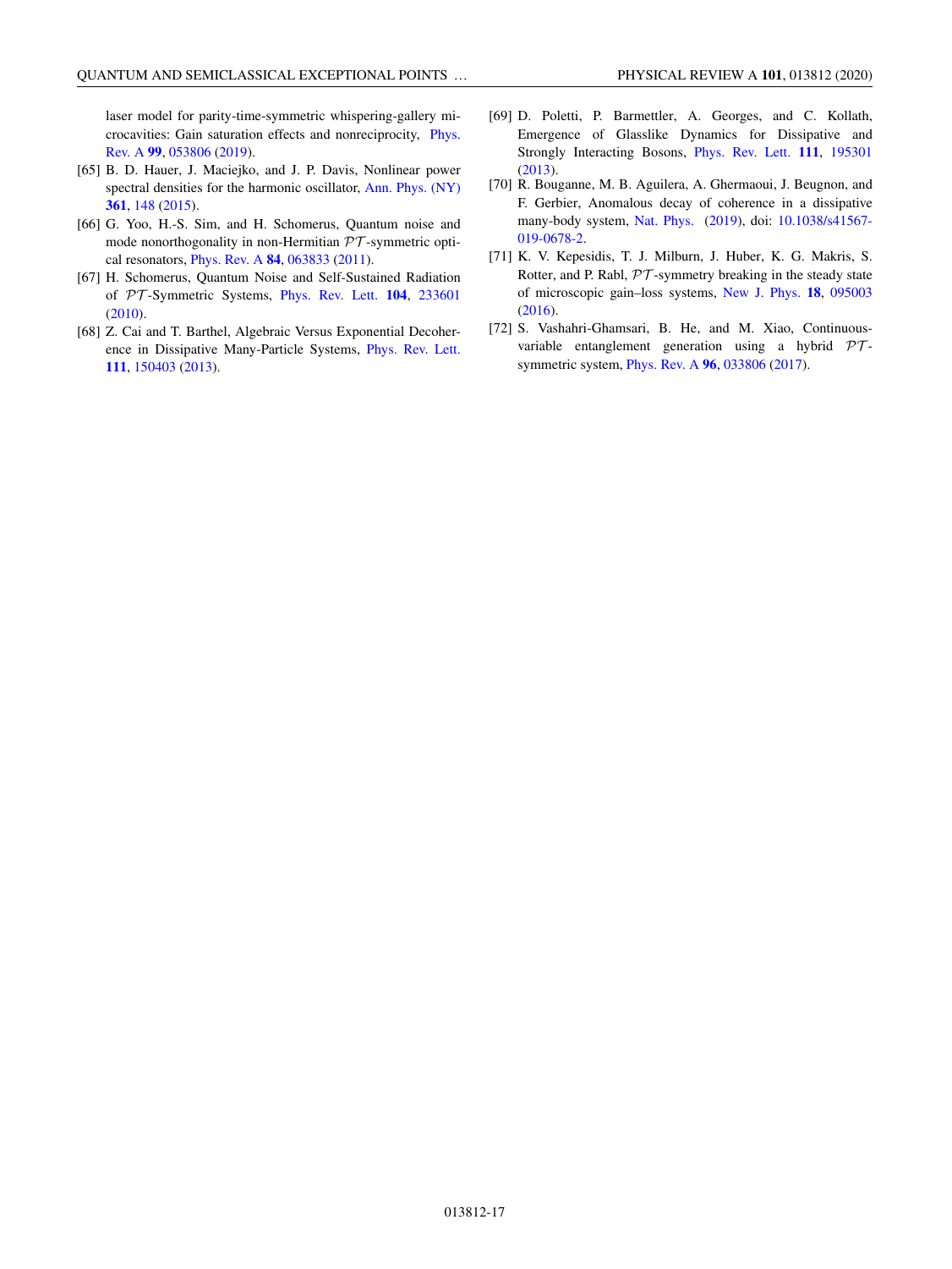laser model for parity-time-symmetric whispering-gallery microcavities: Gain saturation effects and nonreciprocity, Phys. Rev. A **99**, 053806 (2019).

[65] B. D. Hauer, J. Maciejko, and J. P. Davis, Nonlinear power spectral densities for the harmonic oscillator, Ann. Phys. (NY) **361**, 148 (2015).

[66] G. Yoo, H.-S. Sim, and H. Schomerus, Quantum noise and mode nonorthogonality in non-Hermitian $\mathcal{PT}$-symmetric optical resonators, Phys. Rev. A **84**, 063833 (2011).

[67] H. Schomerus, Quantum Noise and Self-Sustained Radiation of $\mathcal{PT}$-Symmetric Systems, Phys. Rev. Lett. **104**, 233601 (2010).

[68] Z. Cai and T. Barthel, Algebraic Versus Exponential Decoherence in Dissipative Many-Particle Systems, Phys. Rev. Lett. **111**, 150403 (2013).

[69] D. Poletti, P. Barmettler, A. Georges, and C. Kollath, Emergence of Glasslike Dynamics for Dissipative and Strongly Interacting Bosons, Phys. Rev. Lett. **111**, 195301 (2013).

[70] R. Bouganne, M. B. Aguilera, A. Ghermaoui, J. Beugnon, and F. Gerbier, Anomalous decay of coherence in a dissipative many-body system, Nat. Phys. (2019), doi: 10.1038/s41567-019-0678-2.

[71] K. V. Kepesidis, T. J. Milburn, J. Huber, K. G. Makris, S. Rotter, and P. Rabl, $\mathcal{PT}$-symmetry breaking in the steady state of microscopic gain–loss systems, New J. Phys. **18**, 095003 (2016).

[72] S. Vashahri-Ghamsari, B. He, and M. Xiao, Continuous-variable entanglement generation using a hybrid $\mathcal{PT}$-symmetric system, Phys. Rev. A **96**, 033806 (2017).